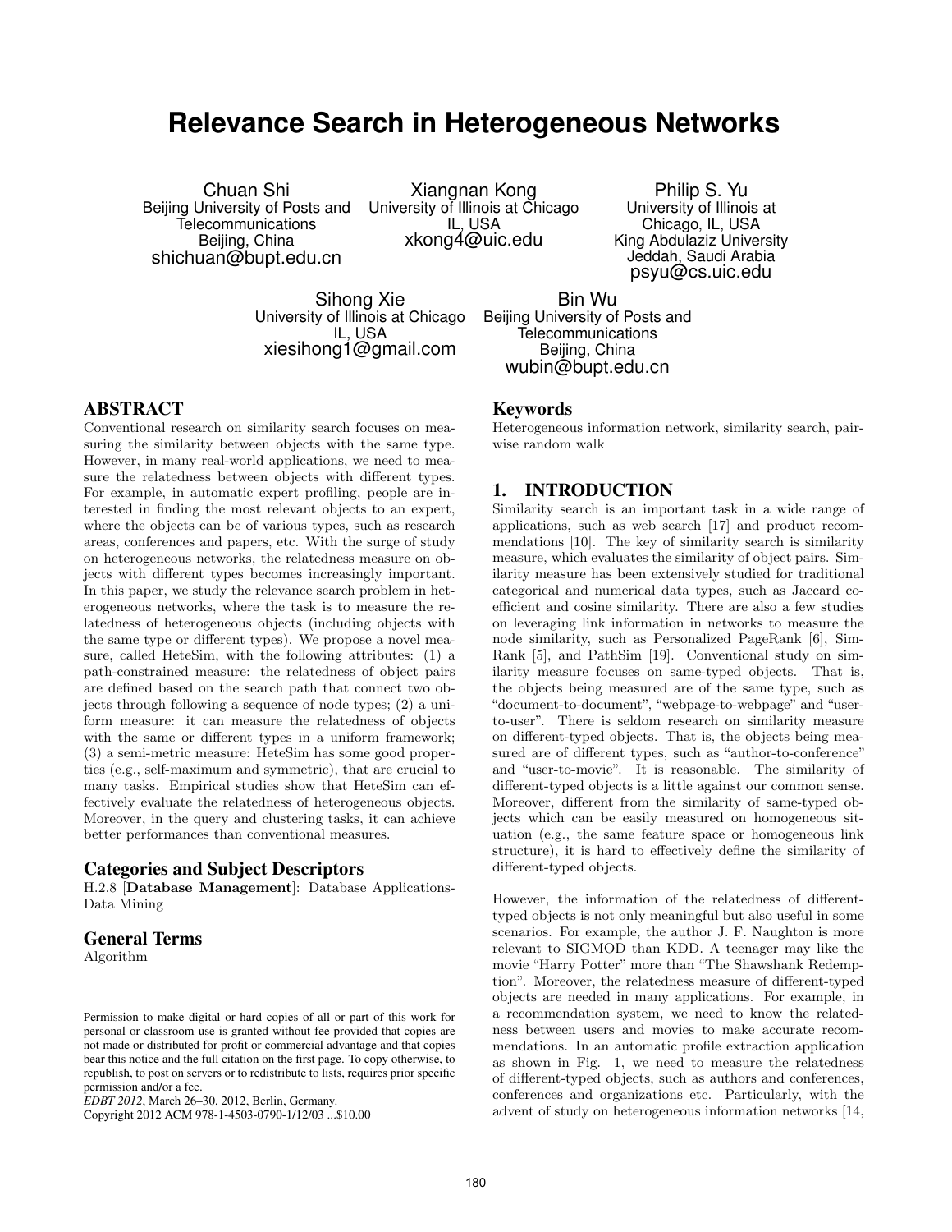# Relevance Search in Heterogeneous Networks

Chuan Shi
Beijing University of Posts and Telecommunications
Beijing, China
shichuan@bupt.edu.cn

Xiangnan Kong
University of Illinois at Chicago
IL, USA
xkong4@uic.edu

Philip S. Yu
University of Illinois at Chicago, IL, USA
King Abdulaziz University
Jeddah, Saudi Arabia
psyu@cs.uic.edu

Sihong Xie
University of Illinois at Chicago
IL, USA
xiesihong1@gmail.com

Bin Wu
Beijing University of Posts and Telecommunications
Beijing, China
wubin@bupt.edu.cn

## ABSTRACT

Conventional research on similarity search focuses on measuring the similarity between objects with the same type. However, in many real-world applications, we need to measure the relatedness between objects with different types. For example, in automatic expert profiling, people are interested in finding the most relevant objects to an expert, where the objects can be of various types, such as research areas, conferences and papers, etc. With the surge of study on heterogeneous networks, the relatedness measure on objects with different types becomes increasingly important. In this paper, we study the relevance search problem in heterogeneous networks, where the task is to measure the relatedness of heterogeneous objects (including objects with the same type or different types). We propose a novel measure, called HeteSim, with the following attributes: (1) a path-constrained measure: the relatedness of object pairs are defined based on the search path that connect two objects through following a sequence of node types; (2) a uniform measure: it can measure the relatedness of objects with the same or different types in a uniform framework; (3) a semi-metric measure: HeteSim has some good properties (e.g., self-maximum and symmetric), that are crucial to many tasks. Empirical studies show that HeteSim can effectively evaluate the relatedness of heterogeneous objects. Moreover, in the query and clustering tasks, it can achieve better performances than conventional measures.

### Categories and Subject Descriptors

H.2.8 [**Database Management**]: Database Applications-Data Mining

### General Terms

Algorithm

Permission to make digital or hard copies of all or part of this work for personal or classroom use is granted without fee provided that copies are not made or distributed for profit or commercial advantage and that copies bear this notice and the full citation on the first page. To copy otherwise, to republish, to post on servers or to redistribute to lists, requires prior specific permission and/or a fee.
*EDBT 2012*, March 26–30, 2012, Berlin, Germany.
Copyright 2012 ACM 978-1-4503-0790-1/12/03 ...$10.00

### Keywords

Heterogeneous information network, similarity search, pairwise random walk

## 1. INTRODUCTION

Similarity search is an important task in a wide range of applications, such as web search [17] and product recommendations [10]. The key of similarity search is similarity measure, which evaluates the similarity of object pairs. Similarity measure has been extensively studied for traditional categorical and numerical data types, such as Jaccard coefficient and cosine similarity. There are also a few studies on leveraging link information in networks to measure the node similarity, such as Personalized PageRank [6], SimRank [5], and PathSim [19]. Conventional study on similarity measure focuses on same-typed objects. That is, the objects being measured are of the same type, such as "document-to-document", "webpage-to-webpage" and "user-to-user". There is seldom research on similarity measure on different-typed objects. That is, the objects being measured are of different types, such as "author-to-conference" and "user-to-movie". It is reasonable. The similarity of different-typed objects is a little against our common sense. Moreover, different from the similarity of same-typed objects which can be easily measured on homogeneous situation (e.g., the same feature space or homogeneous link structure), it is hard to effectively define the similarity of different-typed objects.

However, the information of the relatedness of different-typed objects is not only meaningful but also useful in some scenarios. For example, the author J. F. Naughton is more relevant to SIGMOD than KDD. A teenager may like the movie "Harry Potter" more than "The Shawshank Redemption". Moreover, the relatedness measure of different-typed objects are needed in many applications. For example, in a recommendation system, we need to know the relatedness between users and movies to make accurate recommendations. In an automatic profile extraction application as shown in Fig. 1, we need to measure the relatedness of different-typed objects, such as authors and conferences, conferences and organizations etc. Particularly, with the advent of study on heterogeneous information networks [14,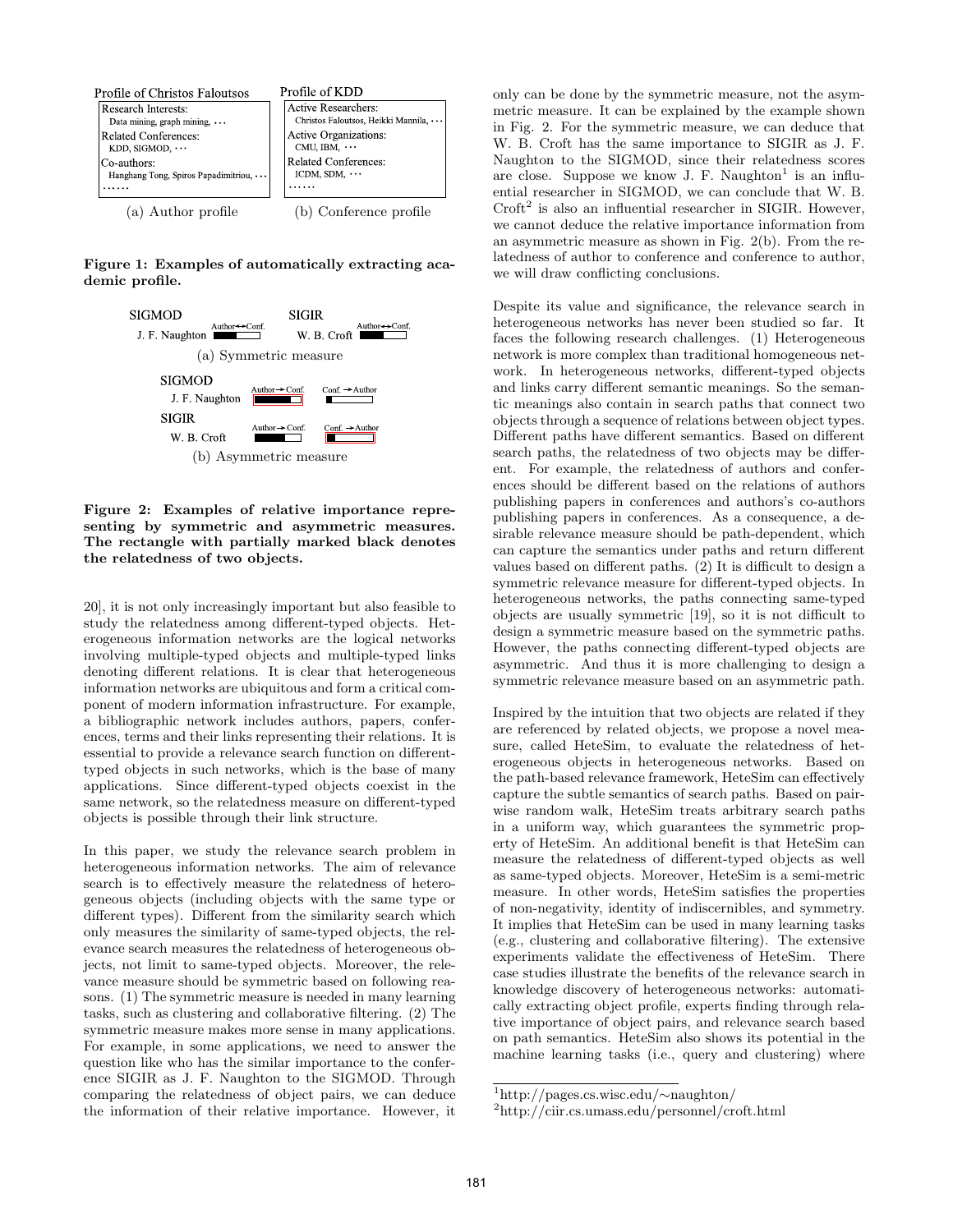Profile of Christos Faloutsos

Research Interests:
Data mining, graph mining, ⋯
Related Conferences:
KDD, SIGMOD, ⋯
Co-authors:
Hanghang Tong, Spiros Papadimitriou, ⋯
……

(a) Author profile

Profile of KDD

Active Researchers:
Christos Faloutsos, Heikki Mannila, ⋯
Active Organizations:
CMU, IBM, ⋯
Related Conferences:
ICDM, SDM, ⋯
……

(b) Conference profile

**Figure 1: Examples of automatically extracting academic profile.**

SIGMOD
J. F. Naughton
Author↔Conf.

SIGIR
W. B. Croft
Author↔Conf.

(a) Symmetric measure

SIGMOD
J. F. Naughton
Author→Conf.
Conf.→Author

SIGIR
W. B. Croft
Author→Conf.
Conf.→Author

(b) Asymmetric measure

**Figure 2: Examples of relative importance representing by symmetric and asymmetric measures. The rectangle with partially marked black denotes the relatedness of two objects.**

20], it is not only increasingly important but also feasible to study the relatedness among different-typed objects. Heterogeneous information networks are the logical networks involving multiple-typed objects and multiple-typed links denoting different relations. It is clear that heterogeneous information networks are ubiquitous and form a critical component of modern information infrastructure. For example, a bibliographic network includes authors, papers, conferences, terms and their links representing their relations. It is essential to provide a relevance search function on different-typed objects in such networks, which is the base of many applications. Since different-typed objects coexist in the same network, so the relatedness measure on different-typed objects is possible through their link structure.

In this paper, we study the relevance search problem in heterogeneous information networks. The aim of relevance search is to effectively measure the relatedness of heterogeneous objects (including objects with the same type or different types). Different from the similarity search which only measures the similarity of same-typed objects, the relevance search measures the relatedness of heterogeneous objects, not limit to same-typed objects. Moreover, the relevance measure should be symmetric based on following reasons. (1) The symmetric measure is needed in many learning tasks, such as clustering and collaborative filtering. (2) The symmetric measure makes more sense in many applications. For example, in some applications, we need to answer the question like who has the similar importance to the conference SIGIR as J. F. Naughton to the SIGMOD. Through comparing the relatedness of object pairs, we can deduce the information of their relative importance. However, it only can be done by the symmetric measure, not the asymmetric measure. It can be explained by the example shown in Fig. 2. For the symmetric measure, we can deduce that W. B. Croft has the same importance to SIGIR as J. F. Naughton to the SIGMOD, since their relatedness scores are close. Suppose we know J. F. Naughton[1] is an influential researcher in SIGMOD, we can conclude that W. B. Croft[2] is also an influential researcher in SIGIR. However, we cannot deduce the relative importance information from an asymmetric measure as shown in Fig. 2(b). From the relatedness of author to conference and conference to author, we will draw conflicting conclusions.

Despite its value and significance, the relevance search in heterogeneous networks has never been studied so far. It faces the following research challenges. (1) Heterogeneous network is more complex than traditional homogeneous network. In heterogeneous networks, different-typed objects and links carry different semantic meanings. So the semantic meanings also contain in search paths that connect two objects through a sequence of relations between object types. Different paths have different semantics. Based on different search paths, the relatedness of two objects may be different. For example, the relatedness of authors and conferences should be different based on the relations of authors publishing papers in conferences and authors's co-authors publishing papers in conferences. As a consequence, a desirable relevance measure should be path-dependent, which can capture the semantics under paths and return different values based on different paths. (2) It is difficult to design a symmetric relevance measure for different-typed objects. In heterogeneous networks, the paths connecting same-typed objects are usually symmetric [19], so it is not difficult to design a symmetric measure based on the symmetric paths. However, the paths connecting different-typed objects are asymmetric. And thus it is more challenging to design a symmetric relevance measure based on an asymmetric path.

Inspired by the intuition that two objects are related if they are referenced by related objects, we propose a novel measure, called HeteSim, to evaluate the relatedness of heterogeneous objects in heterogeneous networks. Based on the path-based relevance framework, HeteSim can effectively capture the subtle semantics of search paths. Based on pairwise random walk, HeteSim treats arbitrary search paths in a uniform way, which guarantees the symmetric property of HeteSim. An additional benefit is that HeteSim can measure the relatedness of different-typed objects as well as same-typed objects. Moreover, HeteSim is a semi-metric measure. In other words, HeteSim satisfies the properties of non-negativity, identity of indiscernibles, and symmetry. It implies that HeteSim can be used in many learning tasks (e.g., clustering and collaborative filtering). The extensive experiments validate the effectiveness of HeteSim. There case studies illustrate the benefits of the relevance search in knowledge discovery of heterogeneous networks: automatically extracting object profile, experts finding through relative importance of object pairs, and relevance search based on path semantics. HeteSim also shows its potential in the machine learning tasks (i.e., query and clustering) where

[1] http://pages.cs.wisc.edu/∼naughton/

[2] http://ciir.cs.umass.edu/personnel/croft.html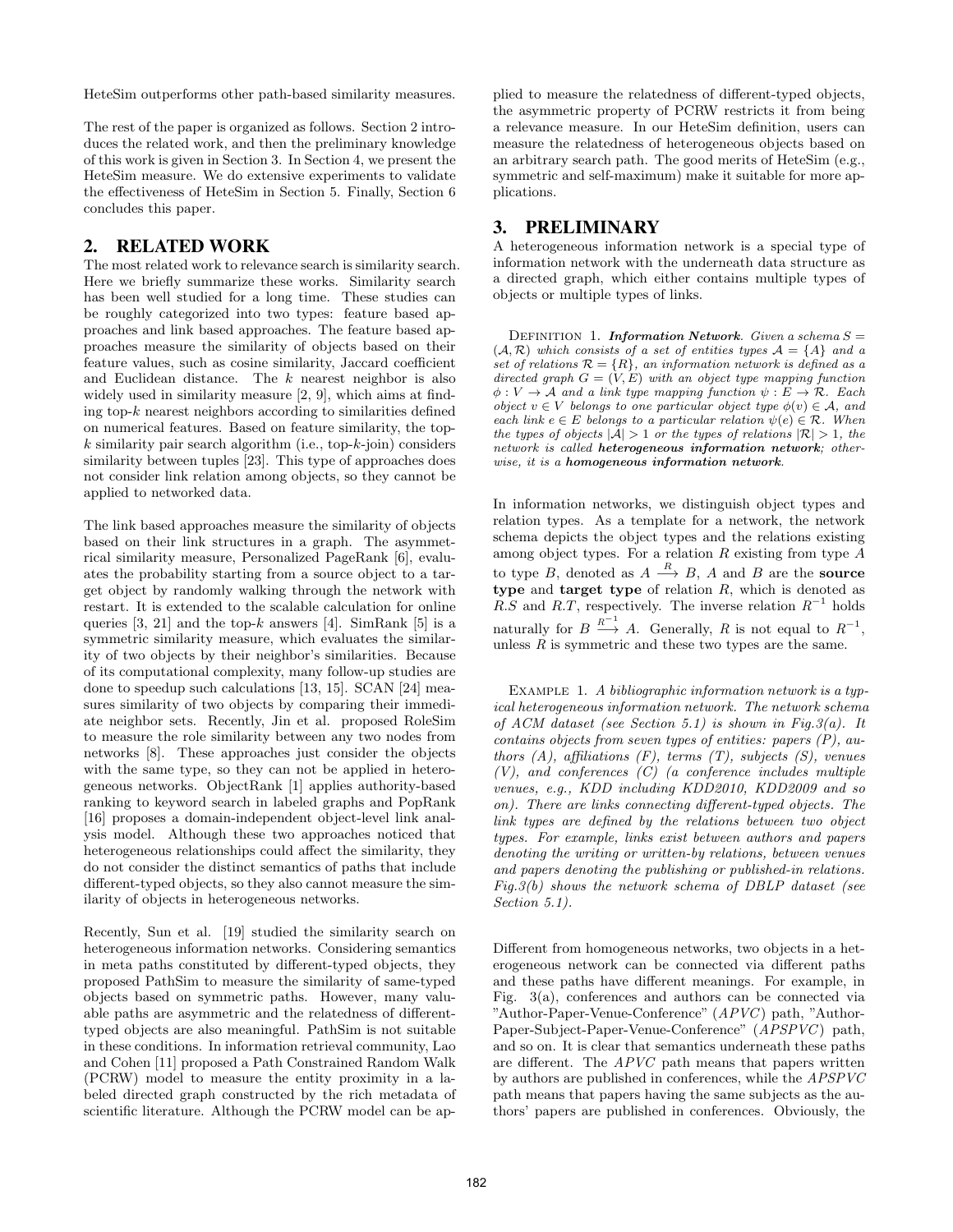HeteSim outperforms other path-based similarity measures.

The rest of the paper is organized as follows. Section 2 introduces the related work, and then the preliminary knowledge of this work is given in Section 3. In Section 4, we present the HeteSim measure. We do extensive experiments to validate the effectiveness of HeteSim in Section 5. Finally, Section 6 concludes this paper.

## 2. RELATED WORK

The most related work to relevance search is similarity search. Here we briefly summarize these works. Similarity search has been well studied for a long time. These studies can be roughly categorized into two types: feature based approaches and link based approaches. The feature based approaches measure the similarity of objects based on their feature values, such as cosine similarity, Jaccard coefficient and Euclidean distance. The $k$ nearest neighbor is also widely used in similarity measure [2, 9], which aims at finding top-$k$ nearest neighbors according to similarities defined on numerical features. Based on feature similarity, the top-$k$ similarity pair search algorithm (i.e., top-$k$-join) considers similarity between tuples [23]. This type of approaches does not consider link relation among objects, so they cannot be applied to networked data.

The link based approaches measure the similarity of objects based on their link structures in a graph. The asymmetrical similarity measure, Personalized PageRank [6], evaluates the probability starting from a source object to a target object by randomly walking through the network with restart. It is extended to the scalable calculation for online queries [3, 21] and the top-$k$ answers [4]. SimRank [5] is a symmetric similarity measure, which evaluates the similarity of two objects by their neighbor's similarities. Because of its computational complexity, many follow-up studies are done to speedup such calculations [13, 15]. SCAN [24] measures similarity of two objects by comparing their immediate neighbor sets. Recently, Jin et al. proposed RoleSim to measure the role similarity between any two nodes from networks [8]. These approaches just consider the objects with the same type, so they can not be applied in heterogeneous networks. ObjectRank [1] applies authority-based ranking to keyword search in labeled graphs and PopRank [16] proposes a domain-independent object-level link analysis model. Although these two approaches noticed that heterogeneous relationships could affect the similarity, they do not consider the distinct semantics of paths that include different-typed objects, so they also cannot measure the similarity of objects in heterogeneous networks.

Recently, Sun et al. [19] studied the similarity search on heterogeneous information networks. Considering semantics in meta paths constituted by different-typed objects, they proposed PathSim to measure the similarity of same-typed objects based on symmetric paths. However, many valuable paths are asymmetric and the relatedness of different-typed objects are also meaningful. PathSim is not suitable in these conditions. In information retrieval community, Lao and Cohen [11] proposed a Path Constrained Random Walk (PCRW) model to measure the entity proximity in a labeled directed graph constructed by the rich metadata of scientific literature. Although the PCRW model can be applied to measure the relatedness of different-typed objects, the asymmetric property of PCRW restricts it from being a relevance measure. In our HeteSim definition, users can measure the relatedness of heterogeneous objects based on an arbitrary search path. The good merits of HeteSim (e.g., symmetric and self-maximum) make it suitable for more applications.

## 3. PRELIMINARY

A heterogeneous information network is a special type of information network with the underneath data structure as a directed graph, which either contains multiple types of objects or multiple types of links.

Definition 1. ***Information Network***. *Given a schema $S = (\mathcal{A}, \mathcal{R})$ which consists of a set of entities types $\mathcal{A} = \{A\}$ and a set of relations $\mathcal{R} = \{R\}$, an information network is defined as a directed graph $G = (V, E)$ with an object type mapping function $\phi : V \to \mathcal{A}$ and a link type mapping function $\psi : E \to \mathcal{R}$. Each object $v \in V$ belongs to one particular object type $\phi(v) \in \mathcal{A}$, and each link $e \in E$ belongs to a particular relation $\psi(e) \in \mathcal{R}$. When the types of objects $|\mathcal{A}| > 1$ or the types of relations $|\mathcal{R}| > 1$, the network is called **heterogeneous information network**; otherwise, it is a **homogeneous information network**.*

In information networks, we distinguish object types and relation types. As a template for a network, the network schema depicts the object types and the relations existing among object types. For a relation $R$ existing from type $A$ to type $B$, denoted as $A \xrightarrow{R} B$, $A$ and $B$ are the **source type** and **target type** of relation $R$, which is denoted as $R.S$ and $R.T$, respectively. The inverse relation $R^{-1}$ holds naturally for $B \xrightarrow{R^{-1}} A$. Generally, $R$ is not equal to $R^{-1}$, unless $R$ is symmetric and these two types are the same.

Example 1. *A bibliographic information network is a typical heterogeneous information network. The network schema of ACM dataset (see Section 5.1) is shown in Fig.3(a). It contains objects from seven types of entities: papers (P), authors (A), affiliations (F), terms (T), subjects (S), venues (V), and conferences (C) (a conference includes multiple venues, e.g., KDD including KDD2010, KDD2009 and so on). There are links connecting different-typed objects. The link types are defined by the relations between two object types. For example, links exist between authors and papers denoting the writing or written-by relations, between venues and papers denoting the publishing or published-in relations. Fig.3(b) shows the network schema of DBLP dataset (see Section 5.1).*

Different from homogeneous networks, two objects in a heterogeneous network can be connected via different paths and these paths have different meanings. For example, in Fig. 3(a), conferences and authors can be connected via "Author-Paper-Venue-Conference" ($APVC$) path, "Author-Paper-Subject-Paper-Venue-Conference" ($APSPVC$) path, and so on. It is clear that semantics underneath these paths are different. The $APVC$ path means that papers written by authors are published in conferences, while the $APSPVC$ path means that papers having the same subjects as the authors' papers are published in conferences. Obviously, the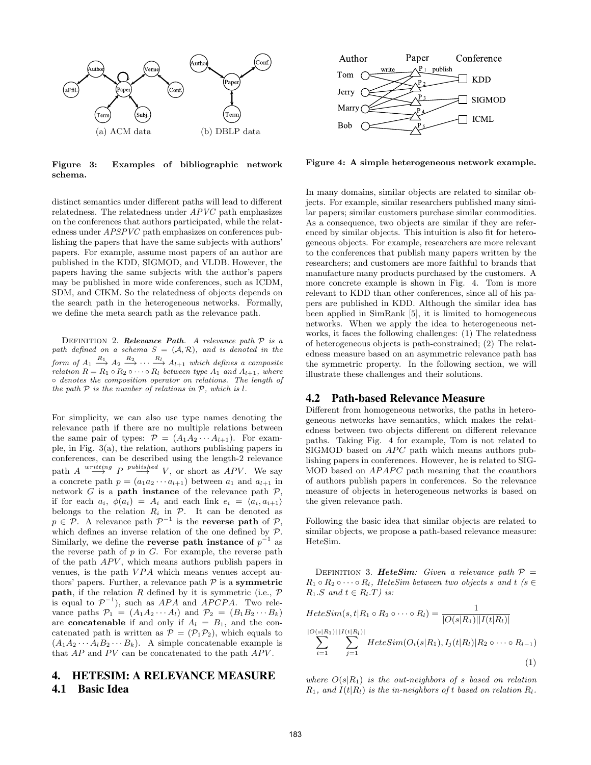Figure 3: Examples of bibliographic network schema.

Figure 4: A simple heterogeneous network example.

distinct semantics under different paths will lead to different relatedness. The relatedness under $APVC$ path emphasizes on the conferences that authors participated, while the relatedness under $APSPVC$ path emphasizes on conferences publishing the papers that have the same subjects with authors' papers. For example, assume most papers of an author are published in the KDD, SIGMOD, and VLDB. However, the papers having the same subjects with the author's papers may be published in more wide conferences, such as ICDM, SDM, and CIKM. So the relatedness of objects depends on the search path in the heterogeneous networks. Formally, we define the meta search path as the relevance path.

Definition 2. ***Relevance Path***. *A relevance path $\mathcal{P}$ is a path defined on a schema $S = (\mathcal{A}, \mathcal{R})$, and is denoted in the form of $A_1 \xrightarrow{R_1} A_2 \xrightarrow{R_2} \cdots \xrightarrow{R_l} A_{l+1}$ which defines a composite relation $R = R_1 \circ R_2 \circ \cdots \circ R_l$ between type $A_1$ and $A_{l+1}$, where $\circ$ denotes the composition operator on relations. The length of the path $\mathcal{P}$ is the number of relations in $\mathcal{P}$, which is $l$.*

For simplicity, we can also use type names denoting the relevance path if there are no multiple relations between the same pair of types: $\mathcal{P} = (A_1A_2 \cdots A_{l+1})$. For example, in Fig. 3(a), the relation, authors publishing papers in conferences, can be described using the length-2 relevance path $A \xrightarrow{writting} P \xrightarrow{published} V$, or short as $APV$. We say a concrete path $p = (a_1a_2 \cdots a_{l+1})$ between $a_1$ and $a_{l+1}$ in network $G$ is a **path instance** of the relevance path $\mathcal{P}$, if for each $a_i$, $\phi(a_i) = A_i$ and each link $e_i = \langle a_i, a_{i+1}\rangle$ belongs to the relation $R_i$ in $\mathcal{P}$. It can be denoted as $p \in \mathcal{P}$. A relevance path $\mathcal{P}^{-1}$ is the **reverse path** of $\mathcal{P}$, which defines an inverse relation of the one defined by $\mathcal{P}$. Similarly, we define the **reverse path instance** of $p^{-1}$ as the reverse path of $p$ in $G$. For example, the reverse path of the path $APV$, which means authors publish papers in venues, is the path $VPA$ which means venues accept authors' papers. Further, a relevance path $\mathcal{P}$ is a **symmetric path**, if the relation $R$ defined by it is symmetric (i.e., $\mathcal{P}$ is equal to $\mathcal{P}^{-1}$), such as $APA$ and $APCPA$. Two relevance paths $\mathcal{P}_1 = (A_1A_2 \cdots A_l)$ and $\mathcal{P}_2 = (B_1B_2 \cdots B_k)$ are **concatenable** if and only if $A_l = B_1$, and the concatenated path is written as $\mathcal{P} = (\mathcal{P}_1\mathcal{P}_2)$, which equals to $(A_1A_2 \cdots A_lB_2 \cdots B_k)$. A simple concatenable example is that $AP$ and $PV$ can be concatenated to the path $APV$.

# 4. HETESIM: A RELEVANCE MEASURE

## 4.1 Basic Idea

In many domains, similar objects are related to similar objects. For example, similar researchers published many similar papers; similar customers purchase similar commodities. As a consequence, two objects are similar if they are referenced by similar objects. This intuition is also fit for heterogeneous objects. For example, researchers are more relevant to the conferences that publish many papers written by the researchers; and customers are more faithful to brands that manufacture many products purchased by the customers. A more concrete example is shown in Fig. 4. Tom is more relevant to KDD than other conferences, since all of his papers are published in KDD. Although the similar idea has been applied in SimRank [5], it is limited to homogeneous networks. When we apply the idea to heterogeneous networks, it faces the following challenges: (1) The relatedness of heterogeneous objects is path-constrained; (2) The relatedness measure based on an asymmetric relevance path has the symmetric property. In the following section, we will illustrate these challenges and their solutions.

## 4.2 Path-based Relevance Measure

Different from homogeneous networks, the paths in heterogeneous networks have semantics, which makes the relatedness between two objects different on different relevance paths. Taking Fig. 4 for example, Tom is not related to SIGMOD based on $APC$ path which means authors publishing papers in conferences. However, he is related to SIGMOD based on $APAPC$ path meaning that the coauthors of authors publish papers in conferences. So the relevance measure of objects in heterogeneous networks is based on the given relevance path.

Following the basic idea that similar objects are related to similar objects, we propose a path-based relevance measure: HeteSim.

Definition 3. ***HeteSim***: *Given a relevance path $\mathcal{P} = R_1 \circ R_2 \circ \cdots \circ R_l$, HeteSim between two objects $s$ and $t$ ($s \in R_1.S$ and $t \in R_l.T$) is:*

$$HeteSim(s, t|R_1 \circ R_2 \circ \cdots \circ R_l) = \frac{1}{|O(s|R_1)||I(t|R_l)|} \sum_{i=1}^{|O(s|R_1)|} \sum_{j=1}^{|I(t|R_l)|} HeteSim(O_i(s|R_1), I_j(t|R_l)|R_2 \circ \cdots \circ R_{l-1}) \quad (1)$$

*where $O(s|R_1)$ is the out-neighbors of $s$ based on relation $R_1$, and $I(t|R_l)$ is the in-neighbors of $t$ based on relation $R_l$.*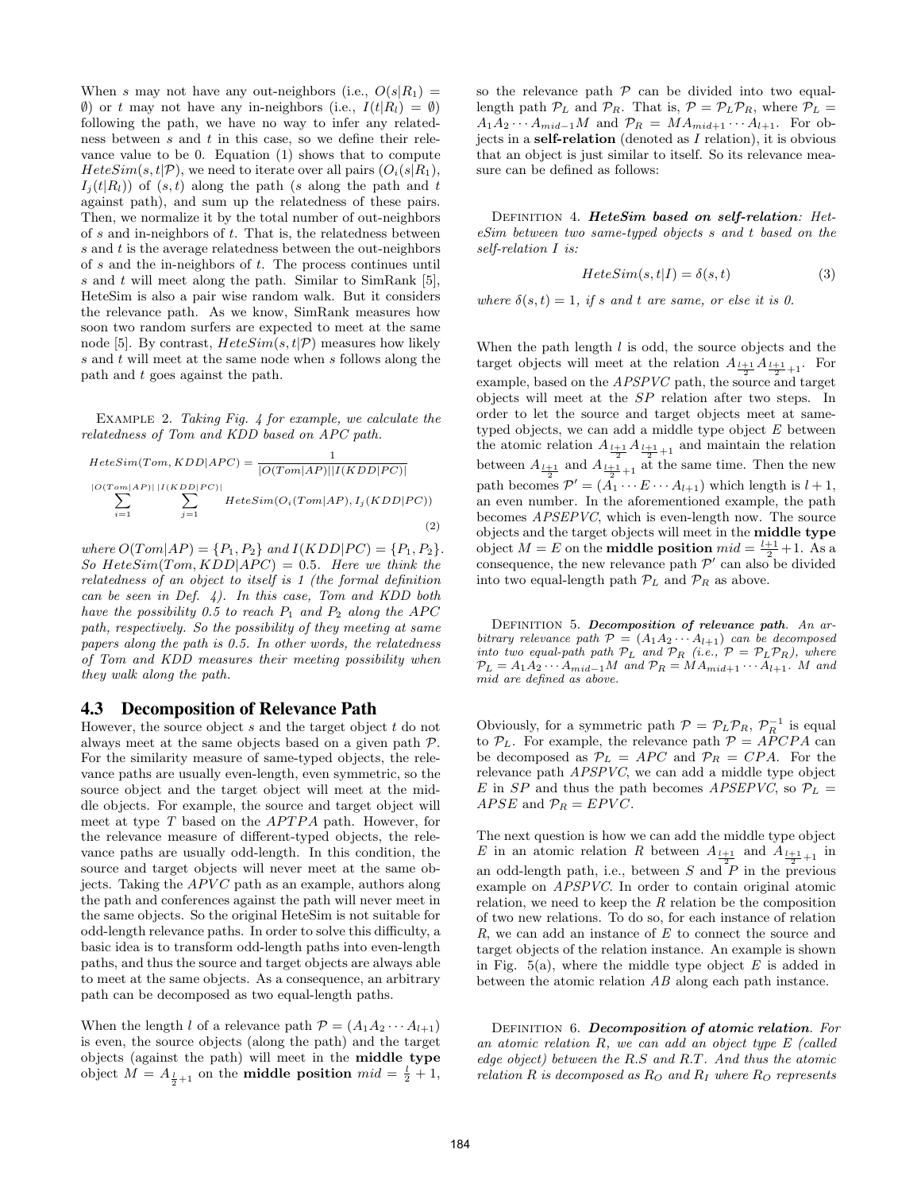When $s$ may not have any out-neighbors (i.e., $O(s|R_1) = \emptyset$) or $t$ may not have any in-neighbors (i.e., $I(t|R_l) = \emptyset$) following the path, we have no way to infer any relatedness between $s$ and $t$ in this case, so we define their relevance value to be 0. Equation (1) shows that to compute $HeteSim(s,t|\mathcal{P})$, we need to iterate over all pairs $(O_i(s|R_1), I_j(t|R_l))$ of $(s,t)$ along the path ($s$ along the path and $t$ against path), and sum up the relatedness of these pairs. Then, we normalize it by the total number of out-neighbors of $s$ and in-neighbors of $t$. That is, the relatedness between $s$ and $t$ is the average relatedness between the out-neighbors of $s$ and the in-neighbors of $t$. The process continues until $s$ and $t$ will meet along the path. Similar to SimRank [5], HeteSim is also a pair wise random walk. But it considers the relevance path. As we know, SimRank measures how soon two random surfers are expected to meet at the same node [5]. By contrast, $HeteSim(s,t|\mathcal{P})$ measures how likely $s$ and $t$ will meet at the same node when $s$ follows along the path and $t$ goes against the path.

Example 2. *Taking Fig. 4 for example, we calculate the relatedness of Tom and KDD based on APC path.*

$$HeteSim(Tom, KDD|APC) = \frac{1}{|O(Tom|AP)||I(KDD|PC)|} \sum_{i=1}^{|O(Tom|AP)|} \sum_{j=1}^{|I(KDD|PC)|} HeteSim(O_i(Tom|AP), I_j(KDD|PC)) \tag{2}$$

*where $O(Tom|AP) = \{P_1, P_2\}$ and $I(KDD|PC) = \{P_1, P_2\}$. So $HeteSim(Tom, KDD|APC) = 0.5$. Here we think the relatedness of an object to itself is 1 (the formal definition can be seen in Def. 4). In this case, Tom and KDD both have the possibility 0.5 to reach $P_1$ and $P_2$ along the APC path, respectively. So the possibility of they meeting at same papers along the path is 0.5. In other words, the relatedness of Tom and KDD measures their meeting possibility when they walk along the path.*

## 4.3 Decomposition of Relevance Path

However, the source object $s$ and the target object $t$ do not always meet at the same objects based on a given path $\mathcal{P}$. For the similarity measure of same-typed objects, the relevance paths are usually even-length, even symmetric, so the source object and the target object will meet at the middle objects. For example, the source and target object will meet at type $T$ based on the $APTPA$ path. However, for the relevance measure of different-typed objects, the relevance paths are usually odd-length. In this condition, the source and target objects will never meet at the same objects. Taking the $APVC$ path as an example, authors along the path and conferences against the path will never meet in the same objects. So the original HeteSim is not suitable for odd-length relevance paths. In order to solve this difficulty, a basic idea is to transform odd-length paths into even-length paths, and thus the source and target objects are always able to meet at the same objects. As a consequence, an arbitrary path can be decomposed as two equal-length paths.

When the length $l$ of a relevance path $\mathcal{P} = (A_1 A_2 \cdots A_{l+1})$ is even, the source objects (along the path) and the target objects (against the path) will meet in the **middle type** object $M = A_{\frac{l}{2}+1}$ on the **middle position** $mid = \frac{l}{2}+1$, so the relevance path $\mathcal{P}$ can be divided into two equal-length path $\mathcal{P}_L$ and $\mathcal{P}_R$. That is, $\mathcal{P} = \mathcal{P}_L \mathcal{P}_R$, where $\mathcal{P}_L = A_1 A_2 \cdots A_{mid-1} M$ and $\mathcal{P}_R = M A_{mid+1} \cdots A_{l+1}$. For objects in a **self-relation** (denoted as $I$ relation), it is obvious that an object is just similar to itself. So its relevance measure can be defined as follows:

Definition 4. ***HeteSim based on self-relation**: HeteSim between two same-typed objects $s$ and $t$ based on the self-relation $I$ is:*

$$HeteSim(s,t|I) = \delta(s,t) \tag{3}$$

*where $\delta(s,t) = 1$, if $s$ and $t$ are same, or else it is 0.*

When the path length $l$ is odd, the source objects and the target objects will meet at the relation $A_{\frac{l+1}{2}} A_{\frac{l+1}{2}+1}$. For example, based on the $APSPVC$ path, the source and target objects will meet at the $SP$ relation after two steps. In order to let the source and target objects meet at same-typed objects, we can add a middle type object $E$ between the atomic relation $A_{\frac{l+1}{2}} A_{\frac{l+1}{2}+1}$ and maintain the relation between $A_{\frac{l+1}{2}}$ and $A_{\frac{l+1}{2}+1}$ at the same time. Then the new path becomes $\mathcal{P}' = (A_1 \cdots E \cdots A_{l+1})$ which length is $l+1$, an even number. In the aforementioned example, the path becomes $APSEPVC$, which is even-length now. The source objects and the target objects will meet in the **middle type** object $M = E$ on the **middle position** $mid = \frac{l+1}{2}+1$. As a consequence, the new relevance path $\mathcal{P}'$ can also be divided into two equal-length path $\mathcal{P}_L$ and $\mathcal{P}_R$ as above.

Definition 5. ***Decomposition of relevance path**. An arbitrary relevance path $\mathcal{P} = (A_1 A_2 \cdots A_{l+1})$ can be decomposed into two equal-path path $\mathcal{P}_L$ and $\mathcal{P}_R$ (i.e., $\mathcal{P} = \mathcal{P}_L \mathcal{P}_R$), where $\mathcal{P}_L = A_1 A_2 \cdots A_{mid-1} M$ and $\mathcal{P}_R = M A_{mid+1} \cdots A_{l+1}$. $M$ and mid are defined as above.*

Obviously, for a symmetric path $\mathcal{P} = \mathcal{P}_L \mathcal{P}_R$, $\mathcal{P}_R^{-1}$ is equal to $\mathcal{P}_L$. For example, the relevance path $\mathcal{P} = APCPA$ can be decomposed as $\mathcal{P}_L = APC$ and $\mathcal{P}_R = CPA$. For the relevance path $APSPVC$, we can add a middle type object $E$ in $SP$ and thus the path becomes $APSEPVC$, so $\mathcal{P}_L = APSE$ and $\mathcal{P}_R = EPVC$.

The next question is how we can add the middle type object $E$ in an atomic relation $R$ between $A_{\frac{l+1}{2}}$ and $A_{\frac{l+1}{2}+1}$ in an odd-length path, i.e., between $S$ and $P$ in the previous example on $APSPVC$. In order to contain original atomic relation, we need to keep the $R$ relation be the composition of two new relations. To do so, for each instance of relation $R$, we can add an instance of $E$ to connect the source and target objects of the relation instance. An example is shown in Fig. 5(a), where the middle type object $E$ is added in between the atomic relation $AB$ along each path instance.

Definition 6. ***Decomposition of atomic relation**. For an atomic relation $R$, we can add an object type $E$ (called edge object) between the $R.S$ and $R.T$. And thus the atomic relation $R$ is decomposed as $R_O$ and $R_I$ where $R_O$ represents*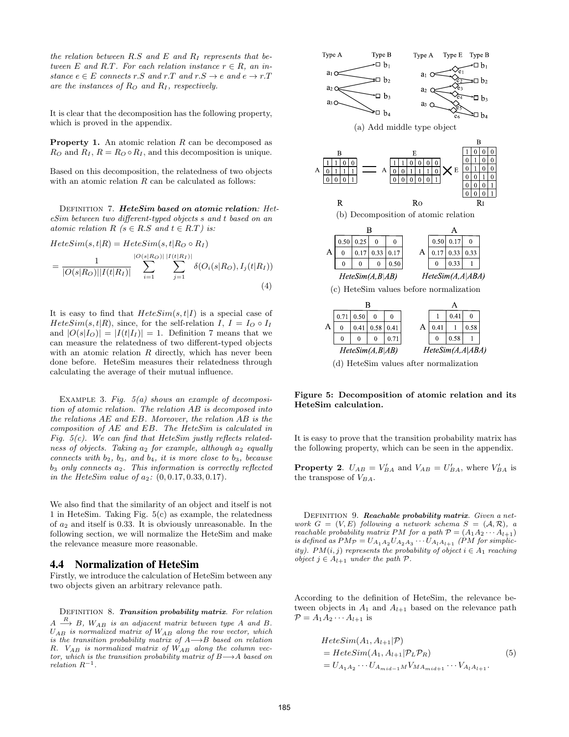*the relation between R.S and E and $R_I$ represents that between E and R.T. For each relation instance $r \in R$, an instance $e \in E$ connects r.S and r.T and $r.S \rightarrow e$ and $e \rightarrow r.T$ are the instances of $R_O$ and $R_I$, respectively.*

It is clear that the decomposition has the following property, which is proved in the appendix.

**Property 1.** An atomic relation $R$ can be decomposed as $R_O$ and $R_I$, $R = R_O \circ R_I$, and this decomposition is unique.

Based on this decomposition, the relatedness of two objects with an atomic relation $R$ can be calculated as follows:

DEFINITION 7. ***HeteSim based on atomic relation**: HeteSim between two different-typed objects s and t based on an atomic relation R ($s \in R.S$ and $t \in R.T$) is:*

$$HeteSim(s,t|R) = HeteSim(s,t|R_O \circ R_I)$$

$$= \frac{1}{|O(s|R_O)||I(t|R_I)|} \sum_{i=1}^{|O(s|R_O)|} \sum_{j=1}^{|I(t|R_I)|} \delta(O_i(s|R_O), I_j(t|R_I)) \tag{4}$$

It is easy to find that $HeteSim(s,t|I)$ is a special case of $HeteSim(s,t|R)$, since, for the self-relation $I$, $I = I_O \circ I_I$ and $|O(s|I_O)| = |I(t|I_I)| = 1$. Definition 7 means that we can measure the relatedness of two different-typed objects with an atomic relation $R$ directly, which has never been done before. HeteSim measures their relatedness through calculating the average of their mutual influence.

EXAMPLE 3. *Fig. 5(a) shows an example of decomposition of atomic relation. The relation AB is decomposed into the relations AE and EB. Moreover, the relation AB is the composition of AE and EB. The HeteSim is calculated in Fig. 5(c). We can find that HeteSim justly reflects relatedness of objects. Taking $a_2$ for example, although $a_2$ equally connects with $b_2$, $b_3$, and $b_4$, it is more close to $b_3$, because $b_3$ only connects $a_2$. This information is correctly reflected in the HeteSim value of $a_2$: (0, 0.17, 0.33, 0.17).*

We also find that the similarity of an object and itself is not 1 in HeteSim. Taking Fig. 5(c) as example, the relatedness of $a_2$ and itself is 0.33. It is obviously unreasonable. In the following section, we will normalize the HeteSim and make the relevance measure more reasonable.

(a) Add middle type object

(b) Decomposition of atomic relation

R:

| | B | | | |
|---|---|---|---|---|
| A | 1 | 1 | 0 | 0 |
| | 0 | 1 | 1 | 1 |
| | 0 | 0 | 0 | 1 |

$R_O$:

| | E | | | | | |
|---|---|---|---|---|---|---|
| A | 1 | 1 | 0 | 0 | 0 | 0 |
| | 0 | 0 | 1 | 1 | 1 | 0 |
| | 0 | 0 | 0 | 0 | 0 | 1 |

$R_I$:

| | B | | | |
|---|---|---|---|---|
| E | 1 | 0 | 0 | 0 |
| | 0 | 1 | 0 | 0 |
| | 0 | 1 | 0 | 0 |
| | 0 | 0 | 1 | 0 |
| | 0 | 0 | 0 | 1 |
| | 0 | 0 | 0 | 1 |

(c) HeteSim values before normalization

*HeteSim(A,B|AB)*

| | B | | | |
|---|---|---|---|---|
| A | 0.50 | 0.25 | 0 | 0 |
| | 0 | 0.17 | 0.33 | 0.17 |
| | 0 | 0 | 0 | 0.50 |

*HeteSim(A,A|ABA)*

| | A | | |
|---|---|---|---|
| A | 0.50 | 0.17 | 0 |
| | 0.17 | 0.33 | 0.33 |
| | 0 | 0.33 | 1 |

(d) HeteSim values after normalization

*HeteSim(A,B|AB)*

| | B | | | |
|---|---|---|---|---|
| A | 0.71 | 0.50 | 0 | 0 |
| | 0 | 0.41 | 0.58 | 0.41 |
| | 0 | 0 | 0 | 0.71 |

*HeteSim(A,A|ABA)*

| | A | | |
|---|---|---|---|
| A | 1 | 0.41 | 0 |
| | 0.41 | 1 | 0.58 |
| | 0 | 0.58 | 1 |

**Figure 5: Decomposition of atomic relation and its HeteSim calculation.**

## 4.4 Normalization of HeteSim

Firstly, we introduce the calculation of HeteSim between any two objects given an arbitrary relevance path.

DEFINITION 8. ***Transition probability matrix**. For relation $A \xrightarrow{R} B$, $W_{AB}$ is an adjacent matrix between type A and B. $U_{AB}$ is normalized matrix of $W_{AB}$ along the row vector, which is the transition probability matrix of $A \longrightarrow B$ based on relation R. $V_{AB}$ is normalized matrix of $W_{AB}$ along the column vector, which is the transition probability matrix of $B \longrightarrow A$ based on relation $R^{-1}$.*

It is easy to prove that the transition probability matrix has the following property, which can be seen in the appendix.

**Property 2**. $U_{AB} = V'_{BA}$ and $V_{AB} = U'_{BA}$, where $V'_{BA}$ is the transpose of $V_{BA}$.

DEFINITION 9. ***Reachable probability matrix**. Given a network $G = (V, E)$ following a network schema $S = (\mathcal{A}, \mathcal{R})$, a reachable probability matrix PM for a path $\mathcal{P} = (A_1 A_2 \cdots A_{l+1})$ is defined as $PM_{\mathcal{P}} = U_{A_1A_2}U_{A_2A_3} \cdots U_{A_lA_{l+1}}$ (PM for simplicity). $PM(i,j)$ represents the probability of object $i \in A_1$ reaching object $j \in A_{l+1}$ under the path $\mathcal{P}$.*

According to the definition of HeteSim, the relevance between objects in $A_1$ and $A_{l+1}$ based on the relevance path $\mathcal{P} = A_1 A_2 \cdots A_{l+1}$ is

$$\begin{aligned} & HeteSim(A_1, A_{l+1}|\mathcal{P}) \\ & = HeteSim(A_1, A_{l+1}|\mathcal{P}_L \mathcal{P}_R) \\ & = U_{A_1A_2} \cdots U_{A_{mid-1}M} V_{MA_{mid+1}} \cdots V_{A_lA_{l+1}}. \end{aligned} \tag{5}$$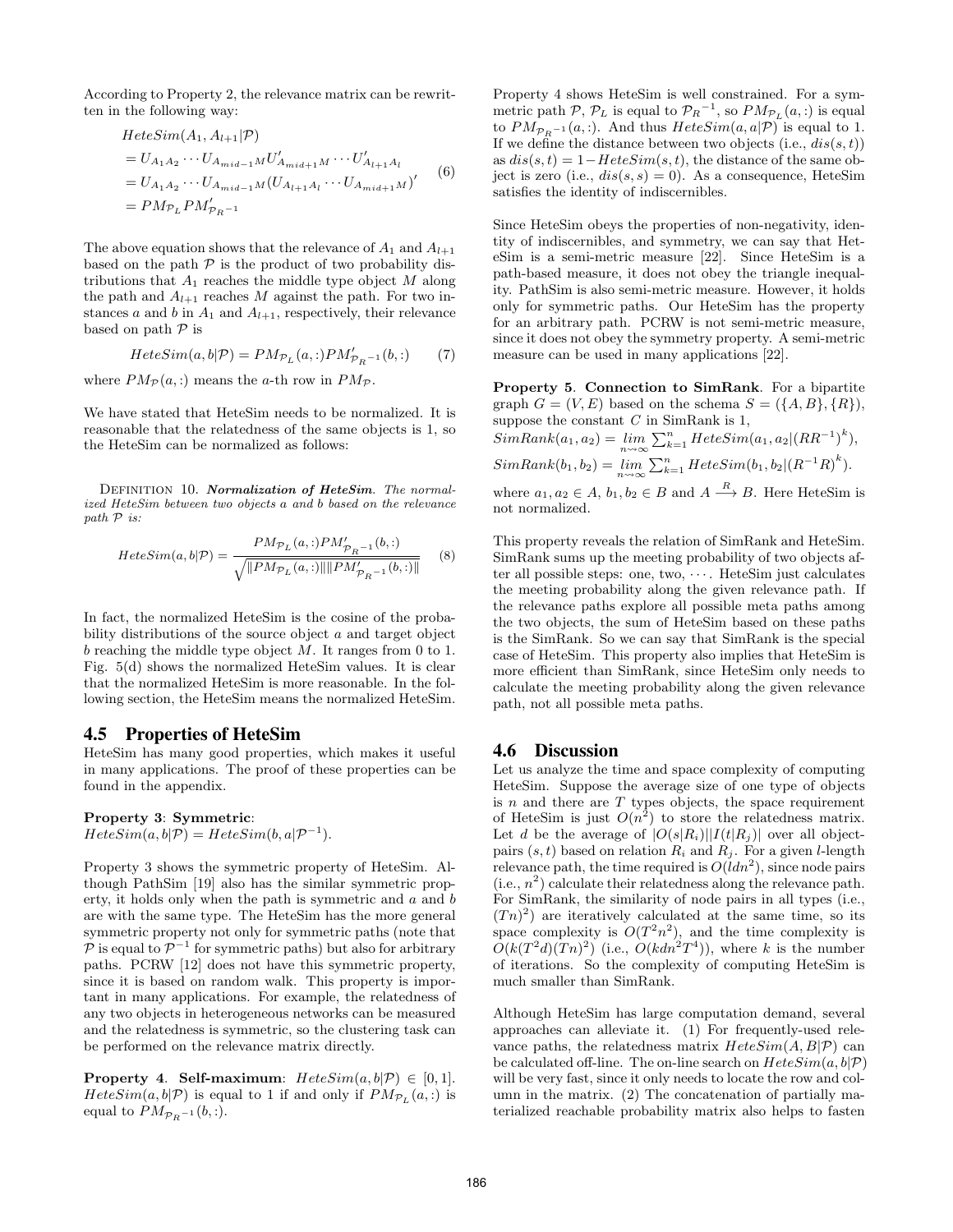According to Property 2, the relevance matrix can be rewritten in the following way:

$$
\begin{aligned}
&HeteSim(A_1, A_{l+1}|\mathcal{P}) \\
&= U_{A_1A_2} \cdots U_{A_{mid-1}M} U'_{A_{mid+1}M} \cdots U'_{A_{l+1}A_l} \\
&= U_{A_1A_2} \cdots U_{A_{mid-1}M} (U_{A_{l+1}A_l} \cdots U_{A_{mid+1}M})' \\
&= PM_{\mathcal{P}_L} PM'_{\mathcal{P}_R^{-1}}
\end{aligned}
\tag{6}
$$

The above equation shows that the relevance of $A_1$ and $A_{l+1}$ based on the path $\mathcal{P}$ is the product of two probability distributions that $A_1$ reaches the middle type object $M$ along the path and $A_{l+1}$ reaches $M$ against the path. For two instances $a$ and $b$ in $A_1$ and $A_{l+1}$, respectively, their relevance based on path $\mathcal{P}$ is

$$
HeteSim(a, b|\mathcal{P}) = PM_{\mathcal{P}_L}(a, :) PM'_{\mathcal{P}_R^{-1}}(b, :) \tag{7}
$$

where $PM_{\mathcal{P}}(a, :)$ means the $a$-th row in $PM_{\mathcal{P}}$.

We have stated that HeteSim needs to be normalized. It is reasonable that the relatedness of the same objects is 1, so the HeteSim can be normalized as follows:

Definition 10. ***Normalization of HeteSim***. *The normalized HeteSim between two objects a and b based on the relevance path $\mathcal{P}$ is:*

$$
HeteSim(a, b|\mathcal{P}) = \frac{PM_{\mathcal{P}_L}(a, :) PM'_{\mathcal{P}_R^{-1}}(b, :)}{\sqrt{\|PM_{\mathcal{P}_L}(a, :)\| \|PM'_{\mathcal{P}_R^{-1}}(b, :)\|}} \tag{8}
$$

In fact, the normalized HeteSim is the cosine of the probability distributions of the source object $a$ and target object $b$ reaching the middle type object $M$. It ranges from 0 to 1. Fig. 5(d) shows the normalized HeteSim values. It is clear that the normalized HeteSim is more reasonable. In the following section, the HeteSim means the normalized HeteSim.

## 4.5 Properties of HeteSim

HeteSim has many good properties, which makes it useful in many applications. The proof of these properties can be found in the appendix.

**Property 3**: **Symmetric**:
$HeteSim(a, b|\mathcal{P}) = HeteSim(b, a|\mathcal{P}^{-1})$.

Property 3 shows the symmetric property of HeteSim. Although PathSim [19] also has the similar symmetric property, it holds only when the path is symmetric and $a$ and $b$ are with the same type. The HeteSim has the more general symmetric property not only for symmetric paths (note that $\mathcal{P}$ is equal to $\mathcal{P}^{-1}$ for symmetric paths) but also for arbitrary paths. PCRW [12] does not have this symmetric property, since it is based on random walk. This property is important in many applications. For example, the relatedness of any two objects in heterogeneous networks can be measured and the relatedness is symmetric, so the clustering task can be performed on the relevance matrix directly.

**Property 4**. **Self-maximum**: $HeteSim(a, b|\mathcal{P}) \in [0, 1]$. $HeteSim(a, b|\mathcal{P})$ is equal to 1 if and only if $PM_{\mathcal{P}_L}(a, :)$ is equal to $PM_{\mathcal{P}_R^{-1}}(b, :)$.

Property 4 shows HeteSim is well constrained. For a symmetric path $\mathcal{P}$, $\mathcal{P}_L$ is equal to $\mathcal{P}_R{}^{-1}$, so $PM_{\mathcal{P}_L}(a, :)$ is equal to $PM_{\mathcal{P}_R^{-1}}(a, :)$. And thus $HeteSim(a, a|\mathcal{P})$ is equal to 1. If we define the distance between two objects (i.e., $dis(s, t)$) as $dis(s, t) = 1 - HeteSim(s, t)$, the distance of the same object is zero (i.e., $dis(s, s) = 0$). As a consequence, HeteSim satisfies the identity of indiscernibles.

Since HeteSim obeys the properties of non-negativity, identity of indiscernibles, and symmetry, we can say that HeteSim is a semi-metric measure [22]. Since HeteSim is a path-based measure, it does not obey the triangle inequality. PathSim is also semi-metric measure. However, it holds only for symmetric paths. Our HeteSim has the property for an arbitrary path. PCRW is not semi-metric measure, since it does not obey the symmetry property. A semi-metric measure can be used in many applications [22].

**Property 5**. **Connection to SimRank**. For a bipartite graph $G = (V, E)$ based on the schema $S = (\{A, B\}, \{R\})$, suppose the constant $C$ in SimRank is 1,
$SimRank(a_1, a_2) = \lim_{n \rightsquigarrow \infty} \sum_{k=1}^{n} HeteSim(a_1, a_2|(RR^{-1})^k)$,
$SimRank(b_1, b_2) = \lim_{n \rightsquigarrow \infty} \sum_{k=1}^{n} HeteSim(b_1, b_2|(R^{-1}R)^k)$.
where $a_1, a_2 \in A$, $b_1, b_2 \in B$ and $A \xrightarrow{R} B$. Here HeteSim is not normalized.

This property reveals the relation of SimRank and HeteSim. SimRank sums up the meeting probability of two objects after all possible steps: one, two, $\cdots$. HeteSim just calculates the meeting probability along the given relevance path. If the relevance paths explore all possible meta paths among the two objects, the sum of HeteSim based on these paths is the SimRank. So we can say that SimRank is the special case of HeteSim. This property also implies that HeteSim is more efficient than SimRank, since HeteSim only needs to calculate the meeting probability along the given relevance path, not all possible meta paths.

## 4.6 Discussion

Let us analyze the time and space complexity of computing HeteSim. Suppose the average size of one type of objects is $n$ and there are $T$ types objects, the space requirement of HeteSim is just $O(n^2)$ to store the relatedness matrix. Let $d$ be the average of $|O(s|R_i)||I(t|R_j)|$ over all object-pairs $(s, t)$ based on relation $R_i$ and $R_j$. For a given $l$-length relevance path, the time required is $O(ldn^2)$, since node pairs (i.e., $n^2$) calculate their relatedness along the relevance path. For SimRank, the similarity of node pairs in all types (i.e., $(Tn)^2$) are iteratively calculated at the same time, so its space complexity is $O(T^2n^2)$, and the time complexity is $O(k(T^2d)(Tn)^2)$ (i.e., $O(kdn^2T^4)$), where $k$ is the number of iterations. So the complexity of computing HeteSim is much smaller than SimRank.

Although HeteSim has large computation demand, several approaches can alleviate it. (1) For frequently-used relevance paths, the relatedness matrix $HeteSim(A, B|\mathcal{P})$ can be calculated off-line. The on-line search on $HeteSim(a, b|\mathcal{P})$ will be very fast, since it only needs to locate the row and column in the matrix. (2) The concatenation of partially materialized reachable probability matrix also helps to fasten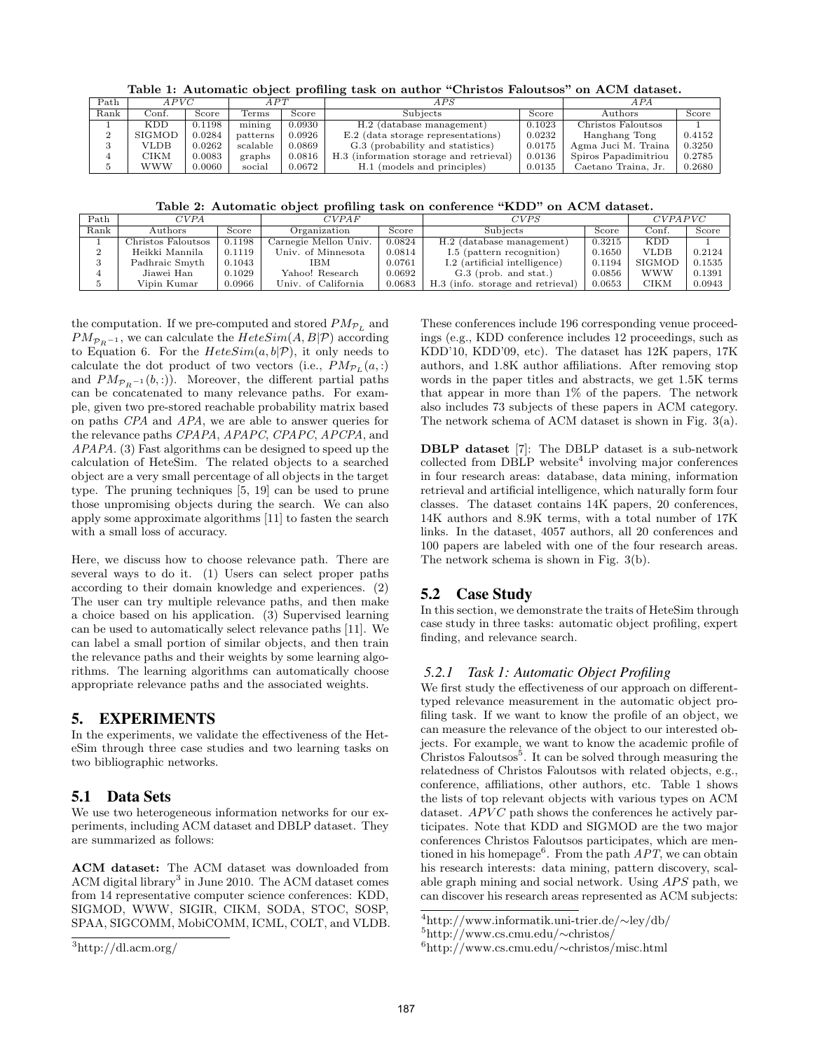Table 1: Automatic object profiling task on author "Christos Faloutsos" on ACM dataset.

| Path | *APVC* | | *APT* | | *APS* | | *APA* | |
|---|---|---|---|---|---|---|---|---|
| Rank | Conf. | Score | Terms | Score | Subjects | Score | Authors | Score |
| 1 | KDD | 0.1198 | mining | 0.0930 | H.2 (database management) | 0.1023 | Christos Faloutsos | 1 |
| 2 | SIGMOD | 0.0284 | patterns | 0.0926 | E.2 (data storage representations) | 0.0232 | Hanghang Tong | 0.4152 |
| 3 | VLDB | 0.0262 | scalable | 0.0869 | G.3 (probability and statistics) | 0.0175 | Agma Juci M. Traina | 0.3250 |
| 4 | CIKM | 0.0083 | graphs | 0.0816 | H.3 (information storage and retrieval) | 0.0136 | Spiros Papadimitriou | 0.2785 |
| 5 | WWW | 0.0060 | social | 0.0672 | H.1 (models and principles) | 0.0135 | Caetano Traina, Jr. | 0.2680 |

Table 2: Automatic object profiling task on conference "KDD" on ACM dataset.

| Path | *CVPA* | | *CVPAF* | | *CVPS* | | *CVPAPVC* | |
|---|---|---|---|---|---|---|---|---|
| Rank | Authors | Score | Organization | Score | Subjects | Score | Conf. | Score |
| 1 | Christos Faloutsos | 0.1198 | Carnegie Mellon Univ. | 0.0824 | H.2 (database management) | 0.3215 | KDD | 1 |
| 2 | Heikki Mannila | 0.1119 | Univ. of Minnesota | 0.0814 | I.5 (pattern recognition) | 0.1650 | VLDB | 0.2124 |
| 3 | Padhraic Smyth | 0.1043 | IBM | 0.0761 | I.2 (artificial intelligence) | 0.1194 | SIGMOD | 0.1535 |
| 4 | Jiawei Han | 0.1029 | Yahoo! Research | 0.0692 | G.3 (prob. and stat.) | 0.0856 | WWW | 0.1391 |
| 5 | Vipin Kumar | 0.0966 | Univ. of California | 0.0683 | H.3 (info. storage and retrieval) | 0.0653 | CIKM | 0.0943 |

the computation. If we pre-computed and stored $PM_{\mathcal{P}_L}$ and $PM_{\mathcal{P}_R^{-1}}$, we can calculate the $HeteSim(A, B|\mathcal{P})$ according to Equation 6. For the $HeteSim(a, b|\mathcal{P})$, it only needs to calculate the dot product of two vectors (i.e., $PM_{\mathcal{P}_L}(a, :)$ and $PM_{\mathcal{P}_R^{-1}}(b, :)$). Moreover, the different partial paths can be concatenated to many relevance paths. For example, given two pre-stored reachable probability matrix based on paths *CPA* and *APA*, we are able to answer queries for the relevance paths *CPAPA*, *APAPC*, *CPAPC*, *APCPA*, and *APAPA*. (3) Fast algorithms can be designed to speed up the calculation of HeteSim. The related objects to a searched object are a very small percentage of all objects in the target type. The pruning techniques [5, 19] can be used to prune those unpromising objects during the search. We can also apply some approximate algorithms [11] to fasten the search with a small loss of accuracy.

Here, we discuss how to choose relevance path. There are several ways to do it. (1) Users can select proper paths according to their domain knowledge and experiences. (2) The user can try multiple relevance paths, and then make a choice based on his application. (3) Supervised learning can be used to automatically select relevance paths [11]. We can label a small portion of similar objects, and then train the relevance paths and their weights by some learning algorithms. The learning algorithms can automatically choose appropriate relevance paths and the associated weights.

# 5. EXPERIMENTS

In the experiments, we validate the effectiveness of the HetеSim through three case studies and two learning tasks on two bibliographic networks.

## 5.1 Data Sets

We use two heterogeneous information networks for our experiments, including ACM dataset and DBLP dataset. They are summarized as follows:

**ACM dataset:** The ACM dataset was downloaded from ACM digital library[3] in June 2010. The ACM dataset comes from 14 representative computer science conferences: KDD, SIGMOD, WWW, SIGIR, CIKM, SODA, STOC, SOSP, SPAA, SIGCOMM, MobiCOMM, ICML, COLT, and VLDB. These conferences include 196 corresponding venue proceedings (e.g., KDD conference includes 12 proceedings, such as KDD'10, KDD'09, etc). The dataset has 12K papers, 17K authors, and 1.8K author affiliations. After removing stop words in the paper titles and abstracts, we get 1.5K terms that appear in more than 1% of the papers. The network also includes 73 subjects of these papers in ACM category. The network schema of ACM dataset is shown in Fig. 3(a).

**DBLP dataset** [7]: The DBLP dataset is a sub-network collected from DBLP website[4] involving major conferences in four research areas: database, data mining, information retrieval and artificial intelligence, which naturally form four classes. The dataset contains 14K papers, 20 conferences, 14K authors and 8.9K terms, with a total number of 17K links. In the dataset, 4057 authors, all 20 conferences and 100 papers are labeled with one of the four research areas. The network schema is shown in Fig. 3(b).

## 5.2 Case Study

In this section, we demonstrate the traits of HeteSim through case study in three tasks: automatic object profiling, expert finding, and relevance search.

### 5.2.1 Task 1: Automatic Object Profiling

We first study the effectiveness of our approach on different-typed relevance measurement in the automatic object profiling task. If we want to know the profile of an object, we can measure the relevance of the object to our interested objects. For example, we want to know the academic profile of Christos Faloutsos[5]. It can be solved through measuring the relatedness of Christos Faloutsos with related objects, e.g., conference, affiliations, other authors, etc. Table 1 shows the lists of top relevant objects with various types on ACM dataset. *APVC* path shows the conferences he actively participates. Note that KDD and SIGMOD are the two major conferences Christos Faloutsos participates, which are mentioned in his homepage[6]. From the path *APT*, we can obtain his research interests: data mining, pattern discovery, scalable graph mining and social network. Using *APS* path, we can discover his research areas represented as ACM subjects:

[3]http://dl.acm.org/

[4]http://www.informatik.uni-trier.de/∼ley/db/

[5]http://www.cs.cmu.edu/∼christos/

[6]http://www.cs.cmu.edu/∼christos/misc.html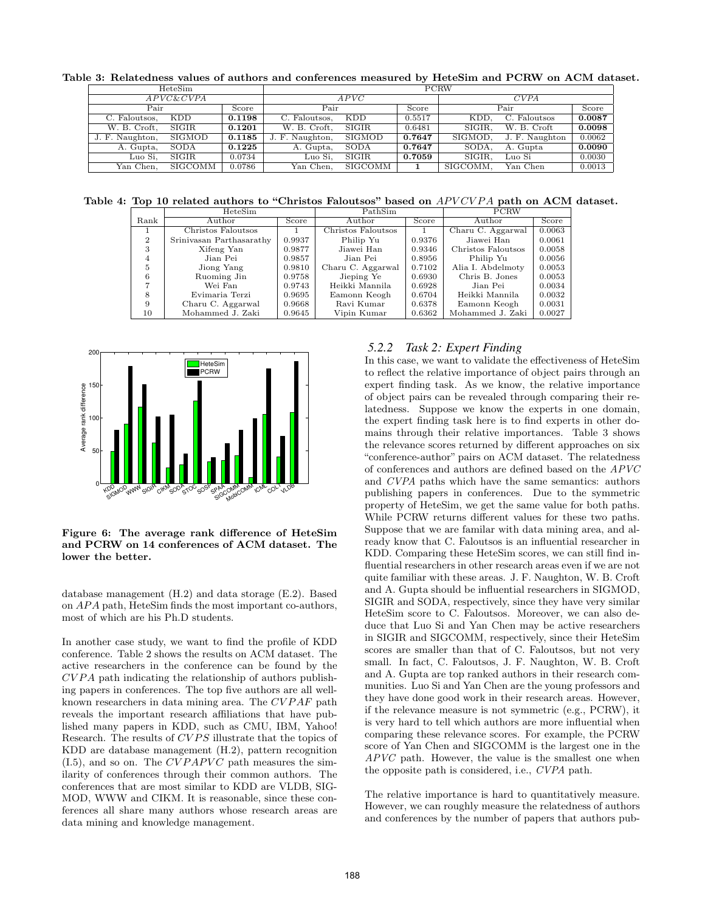**Table 3: Relatedness values of authors and conferences measured by HeteSim and PCRW on ACM dataset.**

| HeteSim | | | PCRW | | | | | |
|---|---|---|---|---|---|---|---|---|
| *APVC&CVPA* | | | *APVC* | | | *CVPA* | | |
| Pair | | Score | Pair | | Score | Pair | | Score |
| C. Faloutsos, | KDD | **0.1198** | C. Faloutsos, | KDD | 0.5517 | KDD, | C. Faloutsos | **0.0087** |
| W. B. Croft, | SIGIR | **0.1201** | W. B. Croft, | SIGIR | 0.6481 | SIGIR, | W. B. Croft | **0.0098** |
| J. F. Naughton, | SIGMOD | **0.1185** | J. F. Naughton, | SIGMOD | **0.7647** | SIGMOD, | J. F. Naughton | 0.0062 |
| A. Gupta, | SODA | **0.1225** | A. Gupta, | SODA | **0.7647** | SODA, | A. Gupta | **0.0090** |
| Luo Si, | SIGIR | 0.0734 | Luo Si, | SIGIR | **0.7059** | SIGIR, | Luo Si | 0.0030 |
| Yan Chen, | SIGCOMM | 0.0786 | Yan Chen, | SIGCOMM | **1** | SIGCOMM, | Yan Chen | 0.0013 |

**Table 4: Top 10 related authors to "Christos Faloutsos" based on $APVCVPA$ path on ACM dataset.**

| | HeteSim | | PathSim | | PCRW | |
|---|---|---|---|---|---|---|
| Rank | Author | Score | Author | Score | Author | Score |
| 1 | Christos Faloutsos | 1 | Christos Faloutsos | 1 | Charu C. Aggarwal | 0.0063 |
| 2 | Srinivasan Parthasarathy | 0.9937 | Philip Yu | 0.9376 | Jiawei Han | 0.0061 |
| 3 | Xifeng Yan | 0.9877 | Jiawei Han | 0.9346 | Christos Faloutsos | 0.0058 |
| 4 | Jian Pei | 0.9857 | Jian Pei | 0.8956 | Philip Yu | 0.0056 |
| 5 | Jiong Yang | 0.9810 | Charu C. Aggarwal | 0.7102 | Alia I. Abdelmoty | 0.0053 |
| 6 | Ruoming Jin | 0.9758 | Jieping Ye | 0.6930 | Chris B. Jones | 0.0053 |
| 7 | Wei Fan | 0.9743 | Heikki Mannila | 0.6928 | Jian Pei | 0.0034 |
| 8 | Evimaria Terzi | 0.9695 | Eamonn Keogh | 0.6704 | Heikki Mannila | 0.0032 |
| 9 | Charu C. Aggarwal | 0.9668 | Ravi Kumar | 0.6378 | Eamonn Keogh | 0.0031 |
| 10 | Mohammed J. Zaki | 0.9645 | Vipin Kumar | 0.6362 | Mohammed J. Zaki | 0.0027 |

HeteSim
PCRW
Average rank difference
0
50
100
150
200
KDD SIGMOD WWW SIGIR CIKM SODA STOC SOSP SPAA SIGCOMM MobiCOMM ICML COLT VLDB

**Figure 6: The average rank difference of HeteSim and PCRW on 14 conferences of ACM dataset. The lower the better.**

database management (H.2) and data storage (E.2). Based on $APA$ path, HeteSim finds the most important co-authors, most of which are his Ph.D students.

In another case study, we want to find the profile of KDD conference. Table 2 shows the results on ACM dataset. The active researchers in the conference can be found by the $CVPA$ path indicating the relationship of authors publishing papers in conferences. The top five authors are all well-known researchers in data mining area. The $CVPAF$ path reveals the important research affiliations that have published many papers in KDD, such as CMU, IBM, Yahoo! Research. The results of $CVPS$ illustrate that the topics of KDD are database management (H.2), pattern recognition (I.5), and so on. The $CVPAPVC$ path measures the similarity of conferences through their common authors. The conferences that are most similar to KDD are VLDB, SIGMOD, WWW and CIKM. It is reasonable, since these conferences all share many authors whose research areas are data mining and knowledge management.

### 5.2.2 Task 2: Expert Finding

In this case, we want to validate the effectiveness of HeteSim to reflect the relative importance of object pairs through an expert finding task. As we know, the relative importance of object pairs can be revealed through comparing their relatedness. Suppose we know the experts in one domain, the expert finding task here is to find experts in other domains through their relative importances. Table 3 shows the relevance scores returned by different approaches on six "conference-author" pairs on ACM dataset. The relatedness of conferences and authors are defined based on the $APVC$ and $CVPA$ paths which have the same semantics: authors publishing papers in conferences. Due to the symmetric property of HeteSim, we get the same value for both paths. While PCRW returns different values for these two paths. Suppose that we are familar with data mining area, and already know that C. Faloutsos is an influential researcher in KDD. Comparing these HeteSim scores, we can still find influential researchers in other research areas even if we are not quite familiar with these areas. J. F. Naughton, W. B. Croft and A. Gupta should be influential researchers in SIGMOD, SIGIR and SODA, respectively, since they have very similar HeteSim score to C. Faloutsos. Moreover, we can also deduce that Luo Si and Yan Chen may be active researchers in SIGIR and SIGCOMM, respectively, since their HeteSim scores are smaller than that of C. Faloutsos, but not very small. In fact, C. Faloutsos, J. F. Naughton, W. B. Croft and A. Gupta are top ranked authors in their research communities. Luo Si and Yan Chen are the young professors and they have done good work in their research areas. However, if the relevance measure is not symmetric (e.g., PCRW), it is very hard to tell which authors are more influential when comparing these relevance scores. For example, the PCRW score of Yan Chen and SIGCOMM is the largest one in the $APVC$ path. However, the value is the smallest one when the opposite path is considered, i.e., $CVPA$ path.

The relative importance is hard to quantitatively measure. However, we can roughly measure the relatedness of authors and conferences by the number of papers that authors pub-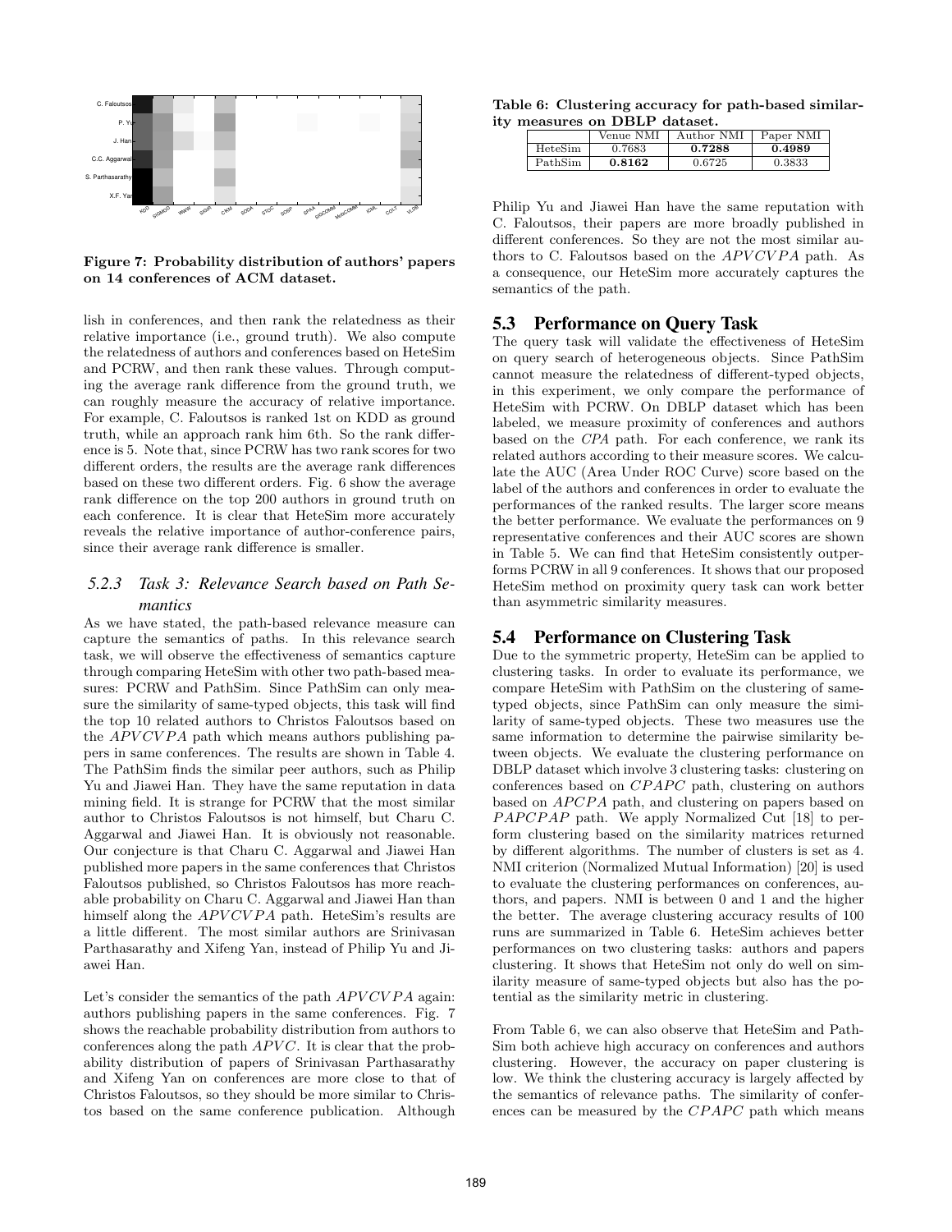**Figure 7: Probability distribution of authors' papers on 14 conferences of ACM dataset.**

lish in conferences, and then rank the relatedness as their relative importance (i.e., ground truth). We also compute the relatedness of authors and conferences based on HeteSim and PCRW, and then rank these values. Through computing the average rank difference from the ground truth, we can roughly measure the accuracy of relative importance. For example, C. Faloutsos is ranked 1st on KDD as ground truth, while an approach rank him 6th. So the rank difference is 5. Note that, since PCRW has two rank scores for two different orders, the results are the average rank differences based on these two different orders. Fig. 6 show the average rank difference on the top 200 authors in ground truth on each conference. It is clear that HeteSim more accurately reveals the relative importance of author-conference pairs, since their average rank difference is smaller.

#### 5.2.3 Task 3: Relevance Search based on Path Semantics

As we have stated, the path-based relevance measure can capture the semantics of paths. In this relevance search task, we will observe the effectiveness of semantics capture through comparing HeteSim with other two path-based measures: PCRW and PathSim. Since PathSim can only measure the similarity of same-typed objects, this task will find the top 10 related authors to Christos Faloutsos based on the $APVCVPA$ path which means authors publishing papers in same conferences. The results are shown in Table 4. The PathSim finds the similar peer authors, such as Philip Yu and Jiawei Han. They have the same reputation in data mining field. It is strange for PCRW that the most similar author to Christos Faloutsos is not himself, but Charu C. Aggarwal and Jiawei Han. It is obviously not reasonable. Our conjecture is that Charu C. Aggarwal and Jiawei Han published more papers in the same conferences that Christos Faloutsos published, so Christos Faloutsos has more reachable probability on Charu C. Aggarwal and Jiawei Han than himself along the $APVCVPA$ path. HeteSim's results are a little different. The most similar authors are Srinivasan Parthasarathy and Xifeng Yan, instead of Philip Yu and Jiawei Han.

Let's consider the semantics of the path $APVCVPA$ again: authors publishing papers in the same conferences. Fig. 7 shows the reachable probability distribution from authors to conferences along the path $APVC$. It is clear that the probability distribution of papers of Srinivasan Parthasarathy and Xifeng Yan on conferences are more close to that of Christos Faloutsos, so they should be more similar to Christos based on the same conference publication. Although Philip Yu and Jiawei Han have the same reputation with C. Faloutsos, their papers are more broadly published in different conferences. So they are not the most similar authors to C. Faloutsos based on the $APVCVPA$ path. As a consequence, our HeteSim more accurately captures the semantics of the path.

**Table 6: Clustering accuracy for path-based similarity measures on DBLP dataset.**

| | Venue NMI | Author NMI | Paper NMI |
|---|---|---|---|
| HeteSim | 0.7683 | **0.7288** | **0.4989** |
| PathSim | **0.8162** | 0.6725 | 0.3833 |

## 5.3 Performance on Query Task

The query task will validate the effectiveness of HeteSim on query search of heterogeneous objects. Since PathSim cannot measure the relatedness of different-typed objects, in this experiment, we only compare the performance of HeteSim with PCRW. On DBLP dataset which has been labeled, we measure proximity of conferences and authors based on the $CPA$ path. For each conference, we rank its related authors according to their measure scores. We calculate the AUC (Area Under ROC Curve) score based on the label of the authors and conferences in order to evaluate the performances of the ranked results. The larger score means the better performance. We evaluate the performances on 9 representative conferences and their AUC scores are shown in Table 5. We can find that HeteSim consistently outperforms PCRW in all 9 conferences. It shows that our proposed HeteSim method on proximity query task can work better than asymmetric similarity measures.

## 5.4 Performance on Clustering Task

Due to the symmetric property, HeteSim can be applied to clustering tasks. In order to evaluate its performance, we compare HeteSim with PathSim on the clustering of same-typed objects, since PathSim can only measure the similarity of same-typed objects. These two measures use the same information to determine the pairwise similarity between objects. We evaluate the clustering performance on DBLP dataset which involve 3 clustering tasks: clustering on conferences based on $CPAPC$ path, clustering on authors based on $APCPA$ path, and clustering on papers based on $PAPCPAP$ path. We apply Normalized Cut [18] to perform clustering based on the similarity matrices returned by different algorithms. The number of clusters is set as 4. NMI criterion (Normalized Mutual Information) [20] is used to evaluate the clustering performances on conferences, authors, and papers. NMI is between 0 and 1 and the higher the better. The average clustering accuracy results of 100 runs are summarized in Table 6. HeteSim achieves better performances on two clustering tasks: authors and papers clustering. It shows that HeteSim not only do well on similarity measure of same-typed objects but also has the potential as the similarity metric in clustering.

From Table 6, we can also observe that HeteSim and PathSim both achieve high accuracy on conferences and authors clustering. However, the accuracy on paper clustering is low. We think the clustering accuracy is largely affected by the semantics of relevance paths. The similarity of conferences can be measured by the $CPAPC$ path which means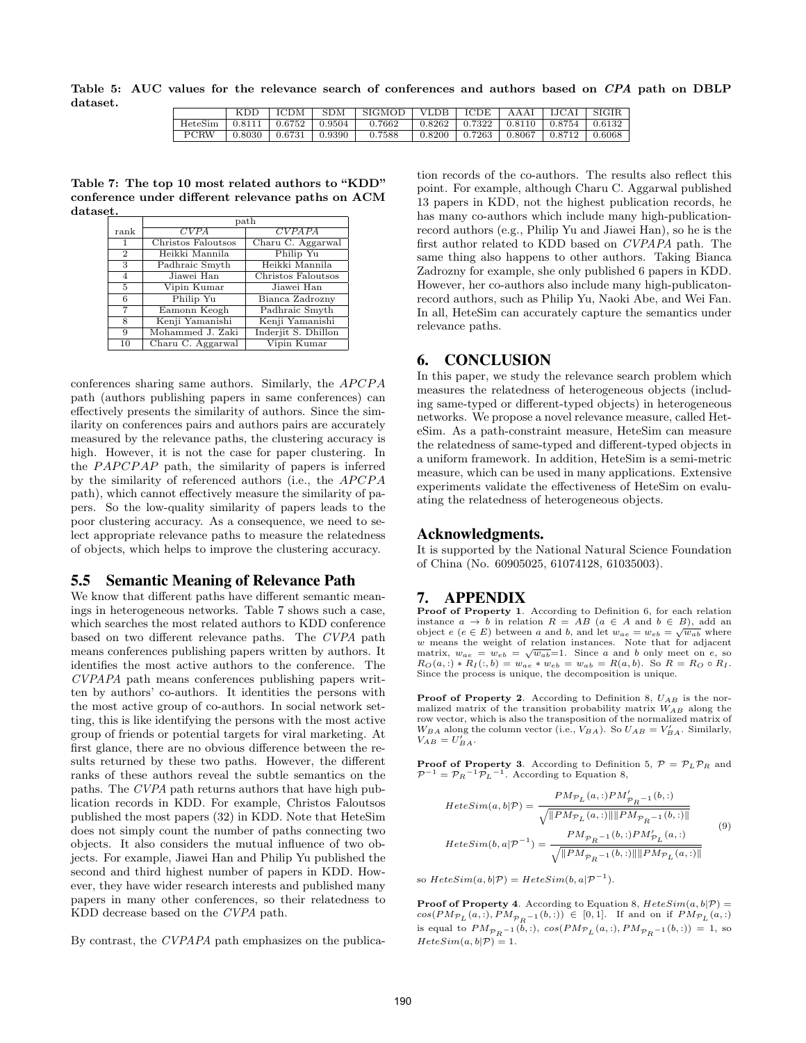**Table 5: AUC values for the relevance search of conferences and authors based on *CPA* path on DBLP dataset.**

| | KDD | ICDM | SDM | SIGMOD | VLDB | ICDE | AAAI | IJCAI | SIGIR |
|---|---|---|---|---|---|---|---|---|---|
| HeteSim | 0.8111 | 0.6752 | 0.9504 | 0.7662 | 0.8262 | 0.7322 | 0.8110 | 0.8754 | 0.6132 |
| PCRW | 0.8030 | 0.6731 | 0.9390 | 0.7588 | 0.8200 | 0.7263 | 0.8067 | 0.8712 | 0.6068 |

**Table 7: The top 10 most related authors to "KDD" conference under different relevance paths on ACM dataset.**

| | path | |
|---|---|---|
| rank | *CVPA* | *CVPAPA* |
| 1 | Christos Faloutsos | Charu C. Aggarwal |
| 2 | Heikki Mannila | Philip Yu |
| 3 | Padhraic Smyth | Heikki Mannila |
| 4 | Jiawei Han | Christos Faloutsos |
| 5 | Vipin Kumar | Jiawei Han |
| 6 | Philip Yu | Bianca Zadrozny |
| 7 | Eamonn Keogh | Padhraic Smyth |
| 8 | Kenji Yamanishi | Kenji Yamanishi |
| 9 | Mohammed J. Zaki | Inderjit S. Dhillon |
| 10 | Charu C. Aggarwal | Vipin Kumar |

conferences sharing same authors. Similarly, the *APCPA* path (authors publishing papers in same conferences) can effectively presents the similarity of authors. Since the similarity on conferences pairs and authors pairs are accurately measured by the relevance paths, the clustering accuracy is high. However, it is not the case for paper clustering. In the *PAPCPAP* path, the similarity of papers is inferred by the similarity of referenced authors (i.e., the *APCPA* path), which cannot effectively measure the similarity of papers. So the low-quality similarity of papers leads to the poor clustering accuracy. As a consequence, we need to select appropriate relevance paths to measure the relatedness of objects, which helps to improve the clustering accuracy.

## 5.5 Semantic Meaning of Relevance Path

We know that different paths have different semantic meanings in heterogeneous networks. Table 7 shows such a case, which searches the most related authors to KDD conference based on two different relevance paths. The *CVPA* path means conferences publishing papers written by authors. It identifies the most active authors to the conference. The *CVPAPA* path means conferences publishing papers written by authors' co-authors. It identities the persons with the most active group of co-authors. In social network setting, this is like identifying the persons with the most active group of friends or potential targets for viral marketing. At first glance, there are no obvious difference between the results returned by these two paths. However, the different ranks of these authors reveal the subtle semantics on the paths. The *CVPA* path returns authors that have high publication records in KDD. For example, Christos Faloutsos published the most papers (32) in KDD. Note that HeteSim does not simply count the number of paths connecting two objects. It also considers the mutual influence of two objects. For example, Jiawei Han and Philip Yu published the second and third highest number of papers in KDD. However, they have wider research interests and published many papers in many other conferences, so their relatedness to KDD decrease based on the *CVPA* path.

By contrast, the *CVPAPA* path emphasizes on the publication records of the co-authors. The results also reflect this point. For example, although Charu C. Aggarwal published 13 papers in KDD, not the highest publication records, he has many co-authors which include many high-publication-record authors (e.g., Philip Yu and Jiawei Han), so he is the first author related to KDD based on *CVPAPA* path. The same thing also happens to other authors. Taking Bianca Zadrozny for example, she only published 6 papers in KDD. However, her co-authors also include many high-publicaton-record authors, such as Philip Yu, Naoki Abe, and Wei Fan. In all, HeteSim can accurately capture the semantics under relevance paths.

# 6. CONCLUSION

In this paper, we study the relevance search problem which measures the relatedness of heterogeneous objects (including same-typed or different-typed objects) in heterogeneous networks. We propose a novel relevance measure, called HetеSim. As a path-constraint measure, HeteSim can measure the relatedness of same-typed and different-typed objects in a uniform framework. In addition, HeteSim is a semi-metric measure, which can be used in many applications. Extensive experiments validate the effectiveness of HeteSim on evaluating the relatedness of heterogeneous objects.

## Acknowledgments.

It is supported by the National Natural Science Foundation of China (No. 60905025, 61074128, 61035003).

# 7. APPENDIX

**Proof of Property 1**. According to Definition 6, for each relation instance $a \rightarrow b$ in relation $R = AB$ ($a \in A$ and $b \in B$), add an object $e$ ($e \in E$) between $a$ and $b$, and let $w_{ae} = w_{eb} = \sqrt{w_{ab}}$ where $w$ means the weight of relation instances. Note that for adjacent matrix, $w_{ae} = w_{eb} = \sqrt{w_{ab}}$=1. Since $a$ and $b$ only meet on $e$, so $R_O(a,:) * R_I(:,b) = w_{ae} * w_{eb} = w_{ab} = R(a,b)$. So $R = R_O \circ R_I$. Since the process is unique, the decomposition is unique.

**Proof of Property 2**. According to Definition 8, $U_{AB}$ is the normalized matrix of the transition probability matrix $W_{AB}$ along the row vector, which is also the transposition of the normalized matrix of $W_{BA}$ along the column vector (i.e., $V_{BA}$). So $U_{AB} = V'_{BA}$. Similarly, $V_{AB} = U'_{BA}$.

**Proof of Property 3**. According to Definition 5, $\mathcal{P} = \mathcal{P}_L\mathcal{P}_R$ and $\mathcal{P}^{-1} = {\mathcal{P}_R}^{-1}{\mathcal{P}_L}^{-1}$. According to Equation 8,

$$
\begin{aligned}
HeteSim(a,b|\mathcal{P}) &= \frac{PM_{\mathcal{P}_L}(a,:)PM'_{{\mathcal{P}_R}^{-1}}(b,:)}{\sqrt{\|PM_{\mathcal{P}_L}(a,:)\|\|PM_{{\mathcal{P}_R}^{-1}}(b,:)\|}} \\
HeteSim(b,a|\mathcal{P}^{-1}) &= \frac{PM_{{\mathcal{P}_R}^{-1}}(b,:)PM'_{\mathcal{P}_L}(a,:)}{\sqrt{\|PM_{{\mathcal{P}_R}^{-1}}(b,:)\|\|PM_{\mathcal{P}_L}(a,:)\|}}
\end{aligned} \quad (9)
$$

so $HeteSim(a,b|\mathcal{P}) = HeteSim(b,a|\mathcal{P}^{-1})$.

**Proof of Property 4**. According to Equation 8, $HeteSim(a,b|\mathcal{P}) = cos(PM_{\mathcal{P}_L}(a,:), PM_{{\mathcal{P}_R}^{-1}}(b,:)) \in [0,1]$. If and on if $PM_{\mathcal{P}_L}(a,:)$ is equal to $PM_{{\mathcal{P}_R}^{-1}}(b,:)$, $cos(PM_{\mathcal{P}_L}(a,:), PM_{{\mathcal{P}_R}^{-1}}(b,:)) = 1$, so $HeteSim(a,b|\mathcal{P}) = 1$.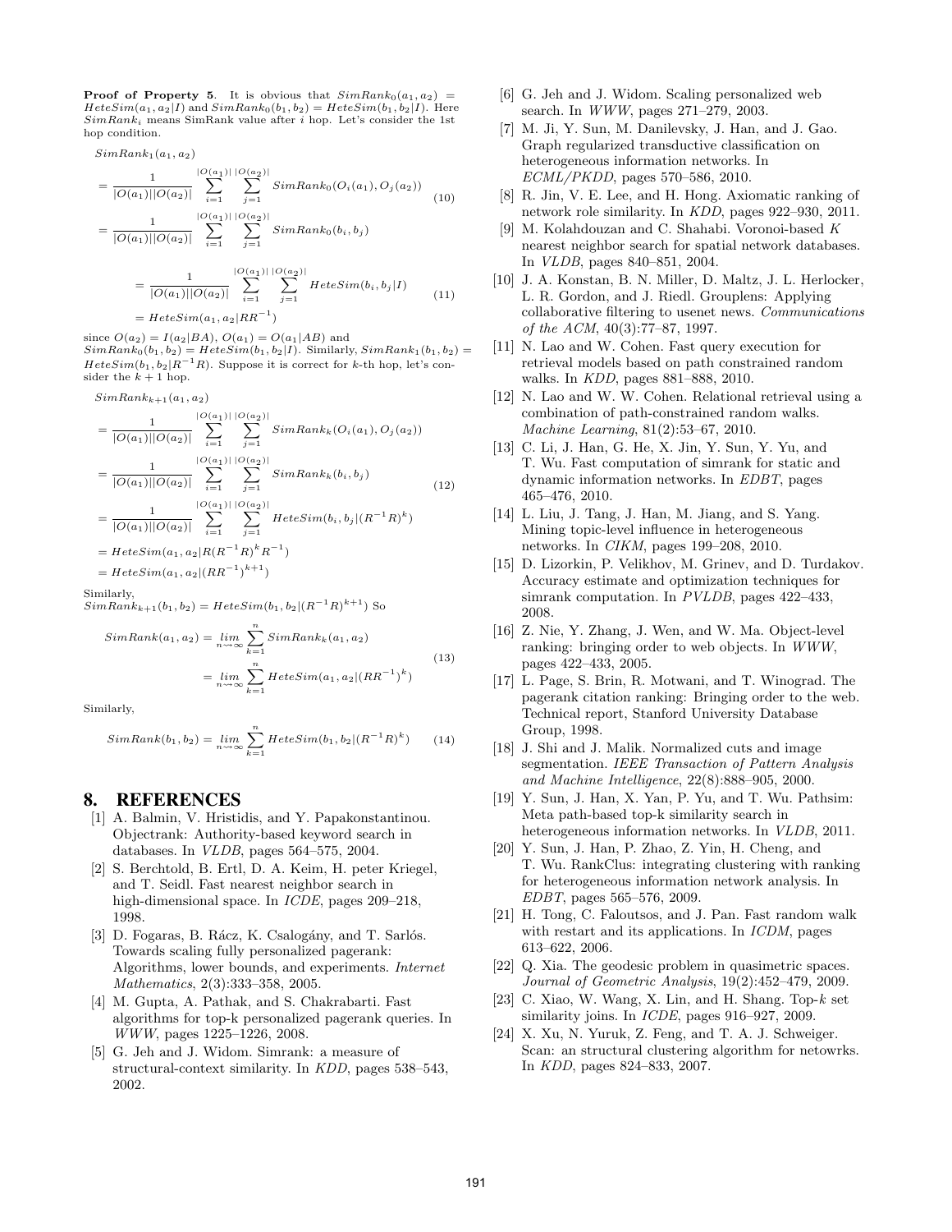**Proof of Property 5**. It is obvious that $SimRank_0(a_1, a_2) = HeteSim(a_1, a_2|I)$ and $SimRank_0(b_1, b_2) = HeteSim(b_1, b_2|I)$. Here $SimRank_i$ means SimRank value after $i$ hop. Let's consider the 1st hop condition.

$$\begin{aligned}
&SimRank_1(a_1, a_2) \\
&= \frac{1}{|O(a_1)||O(a_2)|} \sum_{i=1}^{|O(a_1)|} \sum_{j=1}^{|O(a_2)|} SimRank_0(O_i(a_1), O_j(a_2)) \\
&= \frac{1}{|O(a_1)||O(a_2)|} \sum_{i=1}^{|O(a_1)|} \sum_{j=1}^{|O(a_2)|} SimRank_0(b_i, b_j)
\end{aligned} \tag{10}$$

$$\begin{aligned}
&= \frac{1}{|O(a_1)||O(a_2)|} \sum_{i=1}^{|O(a_1)|} \sum_{j=1}^{|O(a_2)|} HeteSim(b_i, b_j|I) \\
&= HeteSim(a_1, a_2|RR^{-1})
\end{aligned} \tag{11}$$

since $O(a_2) = I(a_2|BA)$, $O(a_1) = O(a_1|AB)$ and $SimRank_0(b_1, b_2) = HeteSim(b_1, b_2|I)$. Similarly, $SimRank_1(b_1, b_2) = HeteSim(b_1, b_2|R^{-1}R)$. Suppose it is correct for $k$-th hop, let's consider the $k+1$ hop.

$$\begin{aligned}
&SimRank_{k+1}(a_1, a_2) \\
&= \frac{1}{|O(a_1)||O(a_2)|} \sum_{i=1}^{|O(a_1)|} \sum_{j=1}^{|O(a_2)|} SimRank_k(O_i(a_1), O_j(a_2)) \\
&= \frac{1}{|O(a_1)||O(a_2)|} \sum_{i=1}^{|O(a_1)|} \sum_{j=1}^{|O(a_2)|} SimRank_k(b_i, b_j) \\
&= \frac{1}{|O(a_1)||O(a_2)|} \sum_{i=1}^{|O(a_1)|} \sum_{j=1}^{|O(a_2)|} HeteSim(b_i, b_j|(R^{-1}R)^k) \\
&= HeteSim(a_1, a_2|R(R^{-1}R)^k R^{-1}) \\
&= HeteSim(a_1, a_2|(RR^{-1})^{k+1})
\end{aligned} \tag{12}$$

Similarly,
$SimRank_{k+1}(b_1, b_2) = HeteSim(b_1, b_2|(R^{-1}R)^{k+1})$ So

$$\begin{aligned}
SimRank(a_1, a_2) &= \lim_{n \rightsquigarrow \infty} \sum_{k=1}^{n} SimRank_k(a_1, a_2) \\
&= \lim_{n \rightsquigarrow \infty} \sum_{k=1}^{n} HeteSim(a_1, a_2|(RR^{-1})^k)
\end{aligned} \tag{13}$$

Similarly,

$$SimRank(b_1, b_2) = \lim_{n \rightsquigarrow \infty} \sum_{k=1}^{n} HeteSim(b_1, b_2|(R^{-1}R)^k) \tag{14}$$

# 8. REFERENCES

[1] A. Balmin, V. Hristidis, and Y. Papakonstantinou. Objectrank: Authority-based keyword search in databases. In *VLDB*, pages 564–575, 2004.

[2] S. Berchtold, B. Ertl, D. A. Keim, H. peter Kriegel, and T. Seidl. Fast nearest neighbor search in high-dimensional space. In *ICDE*, pages 209–218, 1998.

[3] D. Fogaras, B. Rácz, K. Csalogány, and T. Sarlós. Towards scaling fully personalized pagerank: Algorithms, lower bounds, and experiments. *Internet Mathematics*, 2(3):333–358, 2005.

[4] M. Gupta, A. Pathak, and S. Chakrabarti. Fast algorithms for top-k personalized pagerank queries. In *WWW*, pages 1225–1226, 2008.

[5] G. Jeh and J. Widom. Simrank: a measure of structural-context similarity. In *KDD*, pages 538–543, 2002.

[6] G. Jeh and J. Widom. Scaling personalized web search. In *WWW*, pages 271–279, 2003.

[7] M. Ji, Y. Sun, M. Danilevsky, J. Han, and J. Gao. Graph regularized transductive classification on heterogeneous information networks. In *ECML/PKDD*, pages 570–586, 2010.

[8] R. Jin, V. E. Lee, and H. Hong. Axiomatic ranking of network role similarity. In *KDD*, pages 922–930, 2011.

[9] M. Kolahdouzan and C. Shahabi. Voronoi-based *K* nearest neighbor search for spatial network databases. In *VLDB*, pages 840–851, 2004.

[10] J. A. Konstan, B. N. Miller, D. Maltz, J. L. Herlocker, L. R. Gordon, and J. Riedl. Grouplens: Applying collaborative filtering to usenet news. *Communications of the ACM*, 40(3):77–87, 1997.

[11] N. Lao and W. Cohen. Fast query execution for retrieval models based on path constrained random walks. In *KDD*, pages 881–888, 2010.

[12] N. Lao and W. W. Cohen. Relational retrieval using a combination of path-constrained random walks. *Machine Learning*, 81(2):53–67, 2010.

[13] C. Li, J. Han, G. He, X. Jin, Y. Sun, Y. Yu, and T. Wu. Fast computation of simrank for static and dynamic information networks. In *EDBT*, pages 465–476, 2010.

[14] L. Liu, J. Tang, J. Han, M. Jiang, and S. Yang. Mining topic-level influence in heterogeneous networks. In *CIKM*, pages 199–208, 2010.

[15] D. Lizorkin, P. Velikhov, M. Grinev, and D. Turdakov. Accuracy estimate and optimization techniques for simrank computation. In *PVLDB*, pages 422–433, 2008.

[16] Z. Nie, Y. Zhang, J. Wen, and W. Ma. Object-level ranking: bringing order to web objects. In *WWW*, pages 422–433, 2005.

[17] L. Page, S. Brin, R. Motwani, and T. Winograd. The pagerank citation ranking: Bringing order to the web. Technical report, Stanford University Database Group, 1998.

[18] J. Shi and J. Malik. Normalized cuts and image segmentation. *IEEE Transaction of Pattern Analysis and Machine Intelligence*, 22(8):888–905, 2000.

[19] Y. Sun, J. Han, X. Yan, P. Yu, and T. Wu. Pathsim: Meta path-based top-k similarity search in heterogeneous information networks. In *VLDB*, 2011.

[20] Y. Sun, J. Han, P. Zhao, Z. Yin, H. Cheng, and T. Wu. RankClus: integrating clustering with ranking for heterogeneous information network analysis. In *EDBT*, pages 565–576, 2009.

[21] H. Tong, C. Faloutsos, and J. Pan. Fast random walk with restart and its applications. In *ICDM*, pages 613–622, 2006.

[22] Q. Xia. The geodesic problem in quasimetric spaces. *Journal of Geometric Analysis*, 19(2):452–479, 2009.

[23] C. Xiao, W. Wang, X. Lin, and H. Shang. Top-*k* set similarity joins. In *ICDE*, pages 916–927, 2009.

[24] X. Xu, N. Yuruk, Z. Feng, and T. A. J. Schweiger. Scan: an structural clustering algorithm for netowrks. In *KDD*, pages 824–833, 2007.